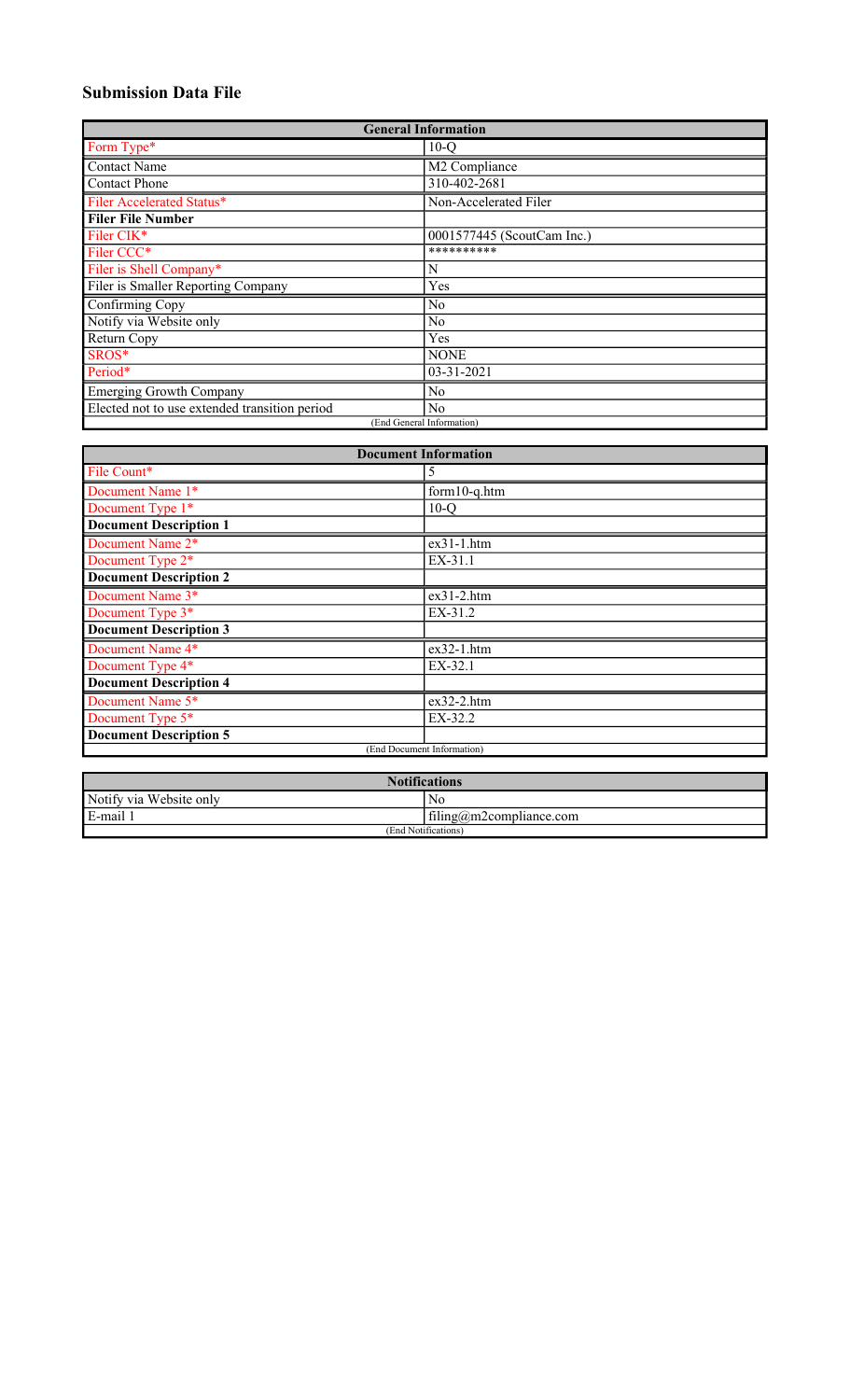## Submission Data File

| General Information | |
|---|---|
| Form Type* | 10-Q |
| Contact Name | M2 Compliance |
| Contact Phone | 310-402-2681 |
| Filer Accelerated Status* | Non-Accelerated Filer |
| **Filer File Number** | |
| Filer CIK* | 0001577445 (ScoutCam Inc.) |
| Filer CCC* | ********** |
| Filer is Shell Company* | N |
| Filer is Smaller Reporting Company | Yes |
| Confirming Copy | No |
| Notify via Website only | No |
| Return Copy | Yes |
| SROS* | NONE |
| Period* | 03-31-2021 |
| Emerging Growth Company | No |
| Elected not to use extended transition period | No |
| (End General Information) | |

| Document Information | |
|---|---|
| File Count* | 5 |
| Document Name 1* | form10-q.htm |
| Document Type 1* | 10-Q |
| **Document Description 1** | |
| Document Name 2* | ex31-1.htm |
| Document Type 2* | EX-31.1 |
| **Document Description 2** | |
| Document Name 3* | ex31-2.htm |
| Document Type 3* | EX-31.2 |
| **Document Description 3** | |
| Document Name 4* | ex32-1.htm |
| Document Type 4* | EX-32.1 |
| **Document Description 4** | |
| Document Name 5* | ex32-2.htm |
| Document Type 5* | EX-32.2 |
| **Document Description 5** | |
| (End Document Information) | |

| Notifications | |
|---|---|
| Notify via Website only | No |
| E-mail 1 | filing@m2compliance.com |
| (End Notifications) | |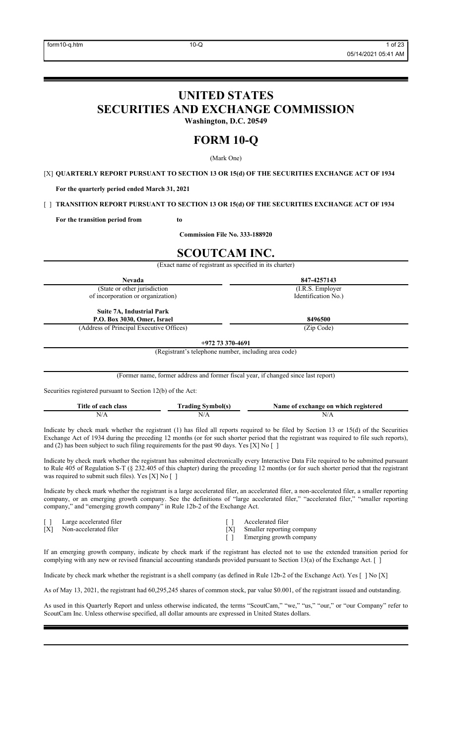# UNITED STATES
# SECURITIES AND EXCHANGE COMMISSION

**Washington, D.C. 20549**

# FORM 10-Q

(Mark One)

[X] **QUARTERLY REPORT PURSUANT TO SECTION 13 OR 15(d) OF THE SECURITIES EXCHANGE ACT OF 1934**

**For the quarterly period ended March 31, 2021**

[ ] **TRANSITION REPORT PURSUANT TO SECTION 13 OR 15(d) OF THE SECURITIES EXCHANGE ACT OF 1934**

**For the transition period from to**

**Commission File No. 333-188920**

# SCOUTCAM INC.

(Exact name of registrant as specified in its charter)

| **Nevada** | **847-4257143** |
|---|---|
| (State or other jurisdiction of incorporation or organization) | (I.R.S. Employer Identification No.) |
| **Suite 7A, Industrial Park P.O. Box 3030, Omer, Israel** | **8496500** |
| (Address of Principal Executive Offices) | (Zip Code) |

**+972 73 370-4691**

(Registrant's telephone number, including area code)

(Former name, former address and former fiscal year, if changed since last report)

Securities registered pursuant to Section 12(b) of the Act:

| Title of each class | Trading Symbol(s) | Name of exchange on which registered |
|---|---|---|
| N/A | N/A | N/A |

Indicate by check mark whether the registrant (1) has filed all reports required to be filed by Section 13 or 15(d) of the Securities Exchange Act of 1934 during the preceding 12 months (or for such shorter period that the registrant was required to file such reports), and (2) has been subject to such filing requirements for the past 90 days. Yes [X] No [ ]

Indicate by check mark whether the registrant has submitted electronically every Interactive Data File required to be submitted pursuant to Rule 405 of Regulation S-T (§ 232.405 of this chapter) during the preceding 12 months (or for such shorter period that the registrant was required to submit such files). Yes [X] No [ ]

Indicate by check mark whether the registrant is a large accelerated filer, an accelerated filer, a non-accelerated filer, a smaller reporting company, or an emerging growth company. See the definitions of "large accelerated filer," "accelerated filer," "smaller reporting company," and "emerging growth company" in Rule 12b-2 of the Exchange Act.

| | |
|---|---|
| [ ] Large accelerated filer | [ ] Accelerated filer |
| [X] Non-accelerated filer | [X] Smaller reporting company |
| | [ ] Emerging growth company |

If an emerging growth company, indicate by check mark if the registrant has elected not to use the extended transition period for complying with any new or revised financial accounting standards provided pursuant to Section 13(a) of the Exchange Act. [ ]

Indicate by check mark whether the registrant is a shell company (as defined in Rule 12b-2 of the Exchange Act). Yes [ ] No [X]

As of May 13, 2021, the registrant had 60,295,245 shares of common stock, par value $0.001, of the registrant issued and outstanding.

As used in this Quarterly Report and unless otherwise indicated, the terms "ScoutCam," "we," "us," "our," or "our Company" refer to ScoutCam Inc. Unless otherwise specified, all dollar amounts are expressed in United States dollars.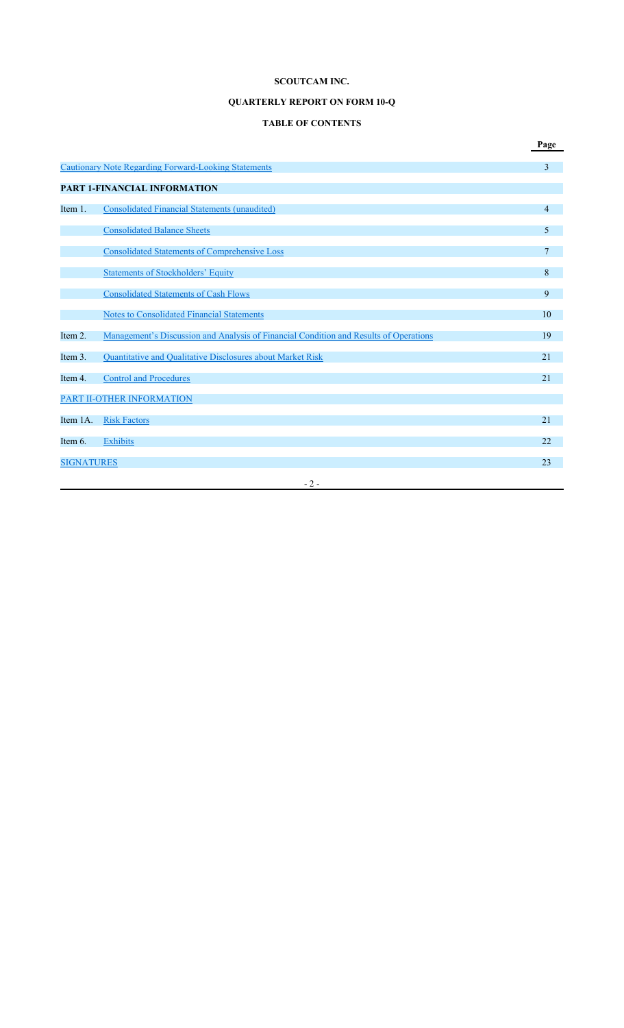**SCOUTCAM INC.**

**QUARTERLY REPORT ON FORM 10-Q**

**TABLE OF CONTENTS**

| | | Page |
|---|---|---|
| Cautionary Note Regarding Forward-Looking Statements | | 3 |
| **PART 1-FINANCIAL INFORMATION** | | |
| Item 1. | Consolidated Financial Statements (unaudited) | 4 |
| | Consolidated Balance Sheets | 5 |
| | Consolidated Statements of Comprehensive Loss | 7 |
| | Statements of Stockholders' Equity | 8 |
| | Consolidated Statements of Cash Flows | 9 |
| | Notes to Consolidated Financial Statements | 10 |
| Item 2. | Management's Discussion and Analysis of Financial Condition and Results of Operations | 19 |
| Item 3. | Quantitative and Qualitative Disclosures about Market Risk | 21 |
| Item 4. | Control and Procedures | 21 |
| PART II-OTHER INFORMATION | | |
| Item 1A. | Risk Factors | 21 |
| Item 6. | Exhibits | 22 |
| SIGNATURES | | 23 |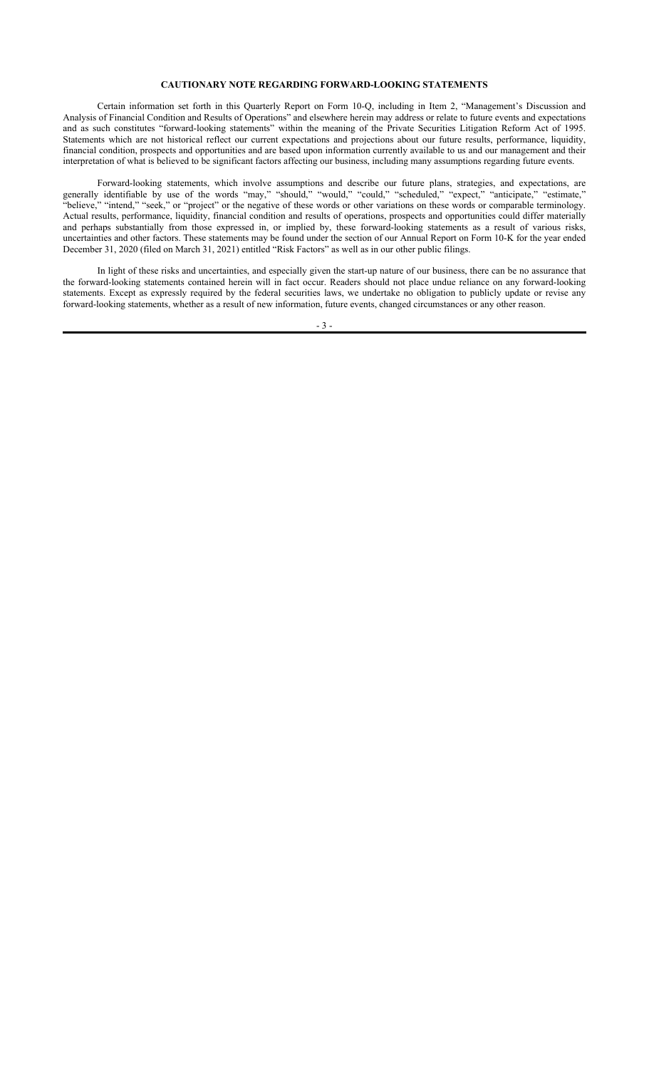## CAUTIONARY NOTE REGARDING FORWARD-LOOKING STATEMENTS

Certain information set forth in this Quarterly Report on Form 10-Q, including in Item 2, "Management's Discussion and Analysis of Financial Condition and Results of Operations" and elsewhere herein may address or relate to future events and expectations and as such constitutes "forward-looking statements" within the meaning of the Private Securities Litigation Reform Act of 1995. Statements which are not historical reflect our current expectations and projections about our future results, performance, liquidity, financial condition, prospects and opportunities and are based upon information currently available to us and our management and their interpretation of what is believed to be significant factors affecting our business, including many assumptions regarding future events.

Forward-looking statements, which involve assumptions and describe our future plans, strategies, and expectations, are generally identifiable by use of the words "may," "should," "would," "could," "scheduled," "expect," "anticipate," "estimate," "believe," "intend," "seek," or "project" or the negative of these words or other variations on these words or comparable terminology. Actual results, performance, liquidity, financial condition and results of operations, prospects and opportunities could differ materially and perhaps substantially from those expressed in, or implied by, these forward-looking statements as a result of various risks, uncertainties and other factors. These statements may be found under the section of our Annual Report on Form 10-K for the year ended December 31, 2020 (filed on March 31, 2021) entitled "Risk Factors" as well as in our other public filings.

In light of these risks and uncertainties, and especially given the start-up nature of our business, there can be no assurance that the forward-looking statements contained herein will in fact occur. Readers should not place undue reliance on any forward-looking statements. Except as expressly required by the federal securities laws, we undertake no obligation to publicly update or revise any forward-looking statements, whether as a result of new information, future events, changed circumstances or any other reason.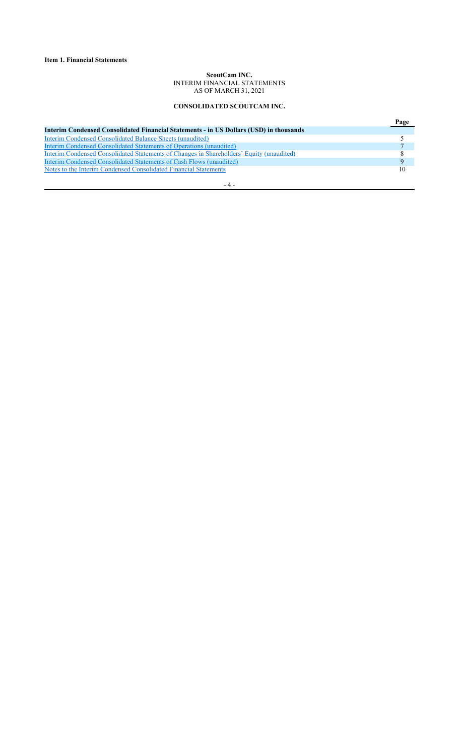**Item 1. Financial Statements**

**ScoutCam INC.**
INTERIM FINANCIAL STATEMENTS
AS OF MARCH 31, 2021

**CONSOLIDATED SCOUTCAM INC.**

| | Page |
|---|---|
| **Interim Condensed Consolidated Financial Statements - in US Dollars (USD) in thousands** | |
| Interim Condensed Consolidated Balance Sheets (unaudited) | 5 |
| Interim Condensed Consolidated Statements of Operations (unaudited) | 7 |
| Interim Condensed Consolidated Statements of Changes in Shareholders' Equity (unaudited) | 8 |
| Interim Condensed Consolidated Statements of Cash Flows (unaudited) | 9 |
| Notes to the Interim Condensed Consolidated Financial Statements | 10 |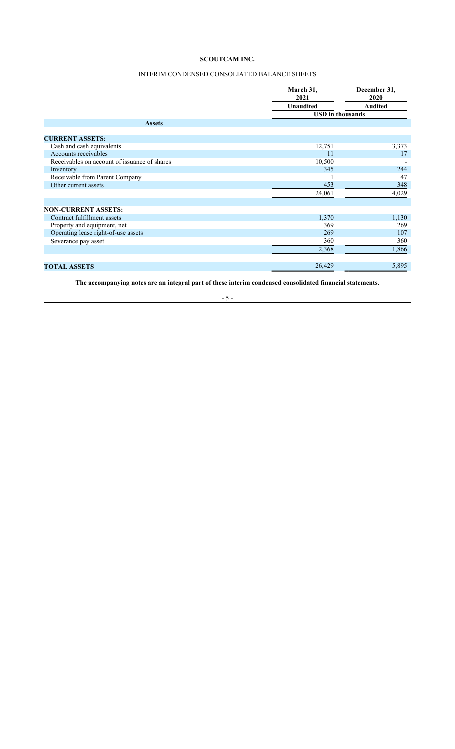# SCOUTCAM INC.

## INTERIM CONDENSED CONSOLIDATED BALANCE SHEETS

| | March 31, 2021 | December 31, 2020 |
|---|---|---|
| | Unaudited | Audited |
| | USD in thousands | |
| **Assets** | | |
| **CURRENT ASSETS:** | | |
| Cash and cash equivalents | 12,751 | 3,373 |
| Accounts receivables | 11 | 17 |
| Receivables on account of issuance of shares | 10,500 | - |
| Inventory | 345 | 244 |
| Receivable from Parent Company | 1 | 47 |
| Other current assets | 453 | 348 |
| | 24,061 | 4,029 |
| **NON-CURRENT ASSETS:** | | |
| Contract fulfillment assets | 1,370 | 1,130 |
| Property and equipment, net | 369 | 269 |
| Operating lease right-of-use assets | 269 | 107 |
| Severance pay asset | 360 | 360 |
| | 2,368 | 1,866 |
| **TOTAL ASSETS** | 26,429 | 5,895 |

**The accompanying notes are an integral part of these interim condensed consolidated financial statements.**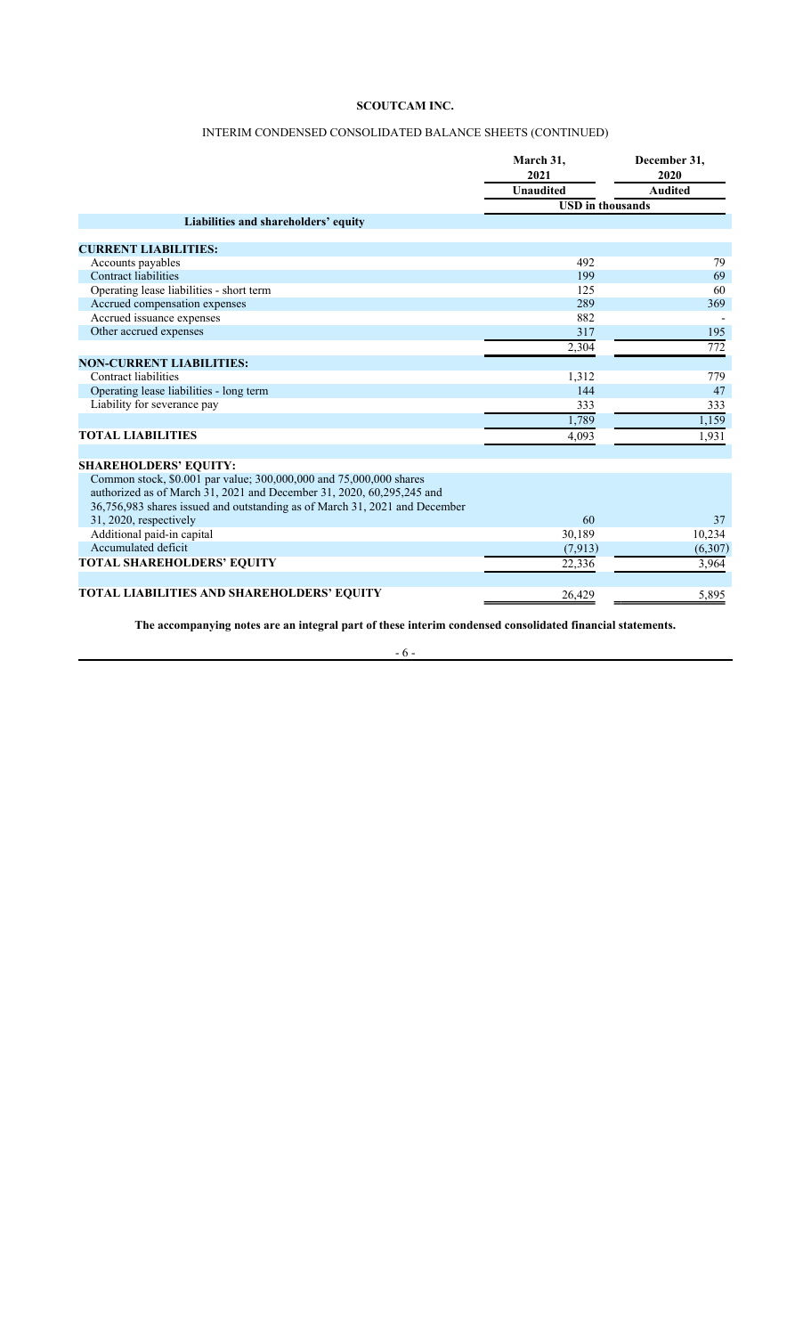**SCOUTCAM INC.**

INTERIM CONDENSED CONSOLIDATED BALANCE SHEETS (CONTINUED)

| | March 31, 2021 | December 31, 2020 |
|---|---|---|
| | Unaudited | Audited |
| | USD in thousands | |
| **Liabilities and shareholders' equity** | | |
| **CURRENT LIABILITIES:** | | |
| Accounts payables | 492 | 79 |
| Contract liabilities | 199 | 69 |
| Operating lease liabilities - short term | 125 | 60 |
| Accrued compensation expenses | 289 | 369 |
| Accrued issuance expenses | 882 | - |
| Other accrued expenses | 317 | 195 |
| | 2,304 | 772 |
| **NON-CURRENT LIABILITIES:** | | |
| Contract liabilities | 1,312 | 779 |
| Operating lease liabilities - long term | 144 | 47 |
| Liability for severance pay | 333 | 333 |
| | 1,789 | 1,159 |
| **TOTAL LIABILITIES** | 4,093 | 1,931 |
| **SHAREHOLDERS' EQUITY:** | | |
| Common stock, $0.001 par value; 300,000,000 and 75,000,000 shares authorized as of March 31, 2021 and December 31, 2020, 60,295,245 and 36,756,983 shares issued and outstanding as of March 31, 2021 and December 31, 2020, respectively | 60 | 37 |
| Additional paid-in capital | 30,189 | 10,234 |
| Accumulated deficit | (7,913) | (6,307) |
| **TOTAL SHAREHOLDERS' EQUITY** | 22,336 | 3,964 |
| **TOTAL LIABILITIES AND SHAREHOLDERS' EQUITY** | 26,429 | 5,895 |

**The accompanying notes are an integral part of these interim condensed consolidated financial statements.**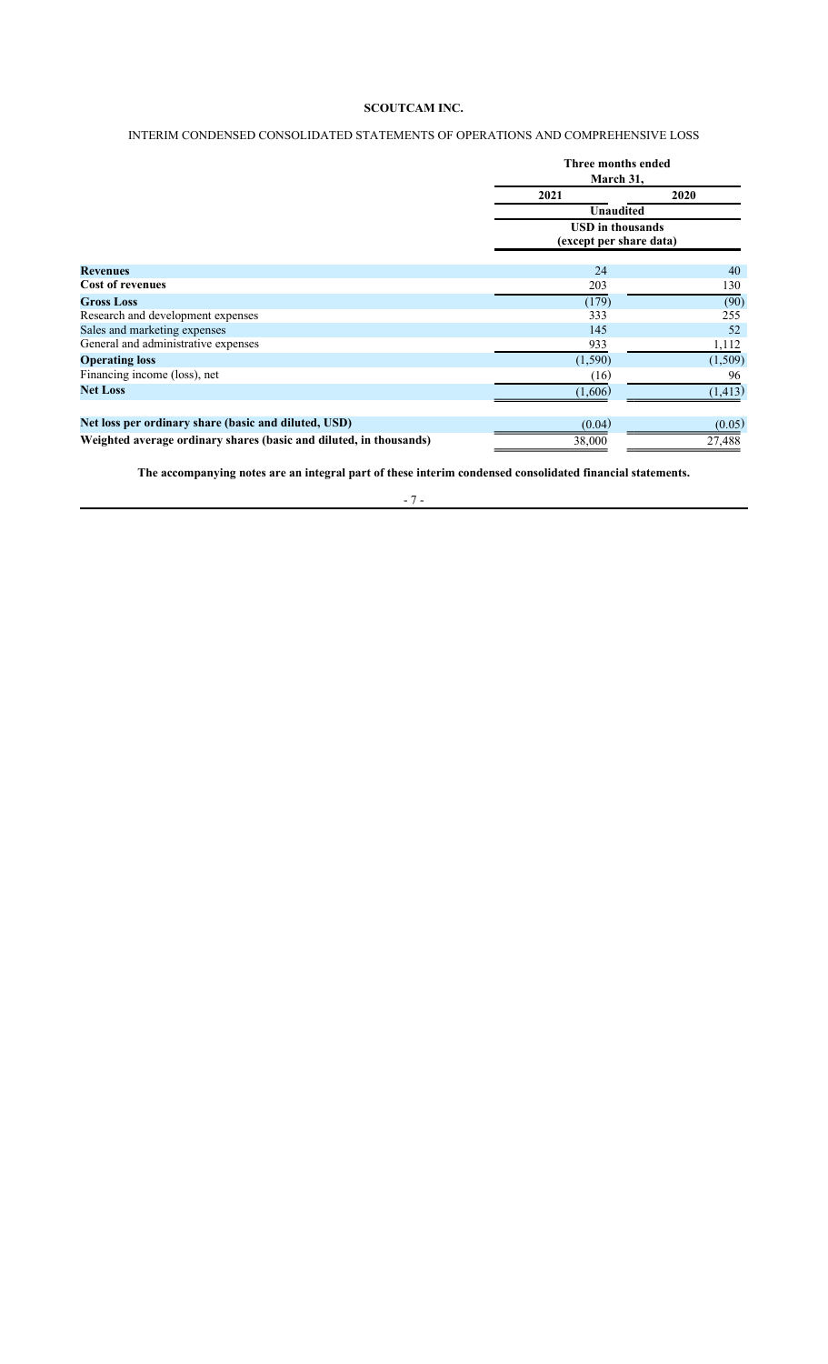**SCOUTCAM INC.**

INTERIM CONDENSED CONSOLIDATED STATEMENTS OF OPERATIONS AND COMPREHENSIVE LOSS

| | Three months ended March 31, | |
|---|---|---|
| | 2021 | 2020 |
| | Unaudited | |
| | USD in thousands (except per share data) | |
| **Revenues** | 24 | 40 |
| **Cost of revenues** | 203 | 130 |
| **Gross Loss** | (179) | (90) |
| Research and development expenses | 333 | 255 |
| Sales and marketing expenses | 145 | 52 |
| General and administrative expenses | 933 | 1,112 |
| **Operating loss** | (1,590) | (1,509) |
| Financing income (loss), net | (16) | 96 |
| **Net Loss** | (1,606) | (1,413) |
| | | |
| **Net loss per ordinary share (basic and diluted, USD)** | (0.04) | (0.05) |
| **Weighted average ordinary shares (basic and diluted, in thousands)** | 38,000 | 27,488 |

**The accompanying notes are an integral part of these interim condensed consolidated financial statements.**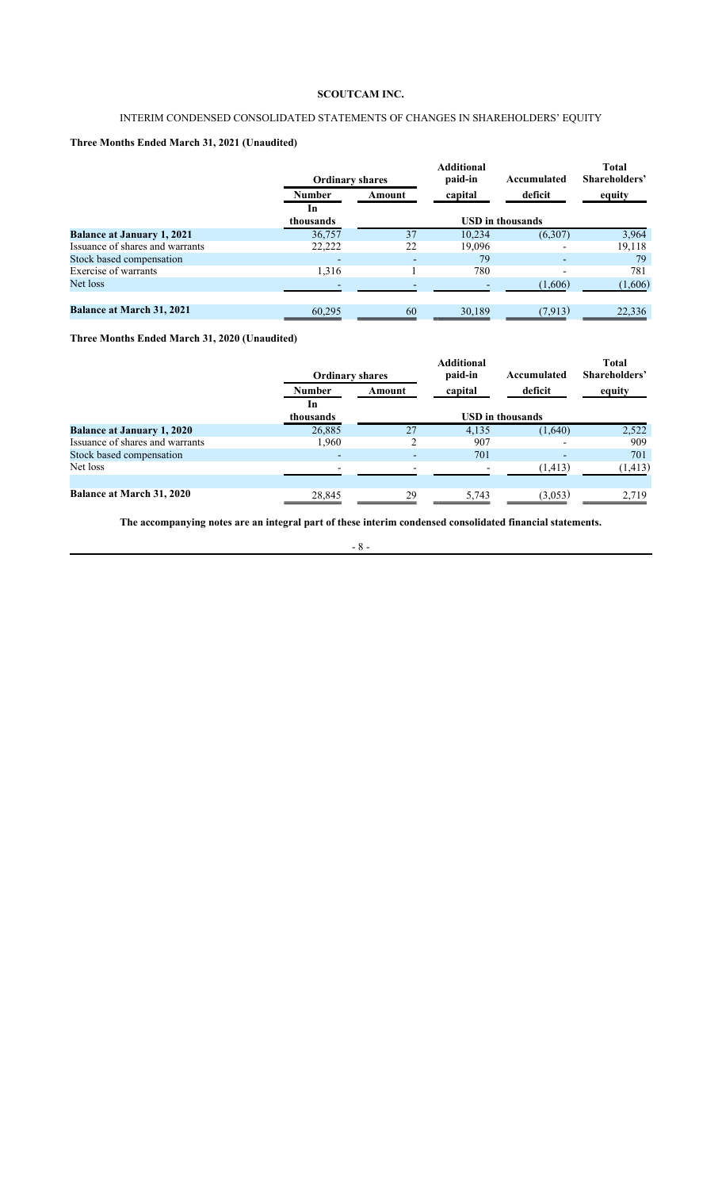**SCOUTCAM INC.**

INTERIM CONDENSED CONSOLIDATED STATEMENTS OF CHANGES IN SHAREHOLDERS' EQUITY

**Three Months Ended March 31, 2021 (Unaudited)**

| | Ordinary shares | | Additional paid-in | Accumulated | Total Shareholders' |
|---|---|---|---|---|---|
| | Number | Amount | capital | deficit | equity |
| | In thousands | USD in thousands | | | |
| **Balance at January 1, 2021** | 36,757 | 37 | 10,234 | (6,307) | 3,964 |
| Issuance of shares and warrants | 22,222 | 22 | 19,096 | - | 19,118 |
| Stock based compensation | - | - | 79 | - | 79 |
| Exercise of warrants | 1,316 | 1 | 780 | - | 781 |
| Net loss | - | - | - | (1,606) | (1,606) |
| **Balance at March 31, 2021** | 60,295 | 60 | 30,189 | (7,913) | 22,336 |

**Three Months Ended March 31, 2020 (Unaudited)**

| | Ordinary shares | | Additional paid-in | Accumulated | Total Shareholders' |
|---|---|---|---|---|---|
| | Number | Amount | capital | deficit | equity |
| | In thousands | USD in thousands | | | |
| **Balance at January 1, 2020** | 26,885 | 27 | 4,135 | (1,640) | 2,522 |
| Issuance of shares and warrants | 1,960 | 2 | 907 | - | 909 |
| Stock based compensation | - | - | 701 | - | 701 |
| Net loss | - | - | - | (1,413) | (1,413) |
| **Balance at March 31, 2020** | 28,845 | 29 | 5,743 | (3,053) | 2,719 |

**The accompanying notes are an integral part of these interim condensed consolidated financial statements.**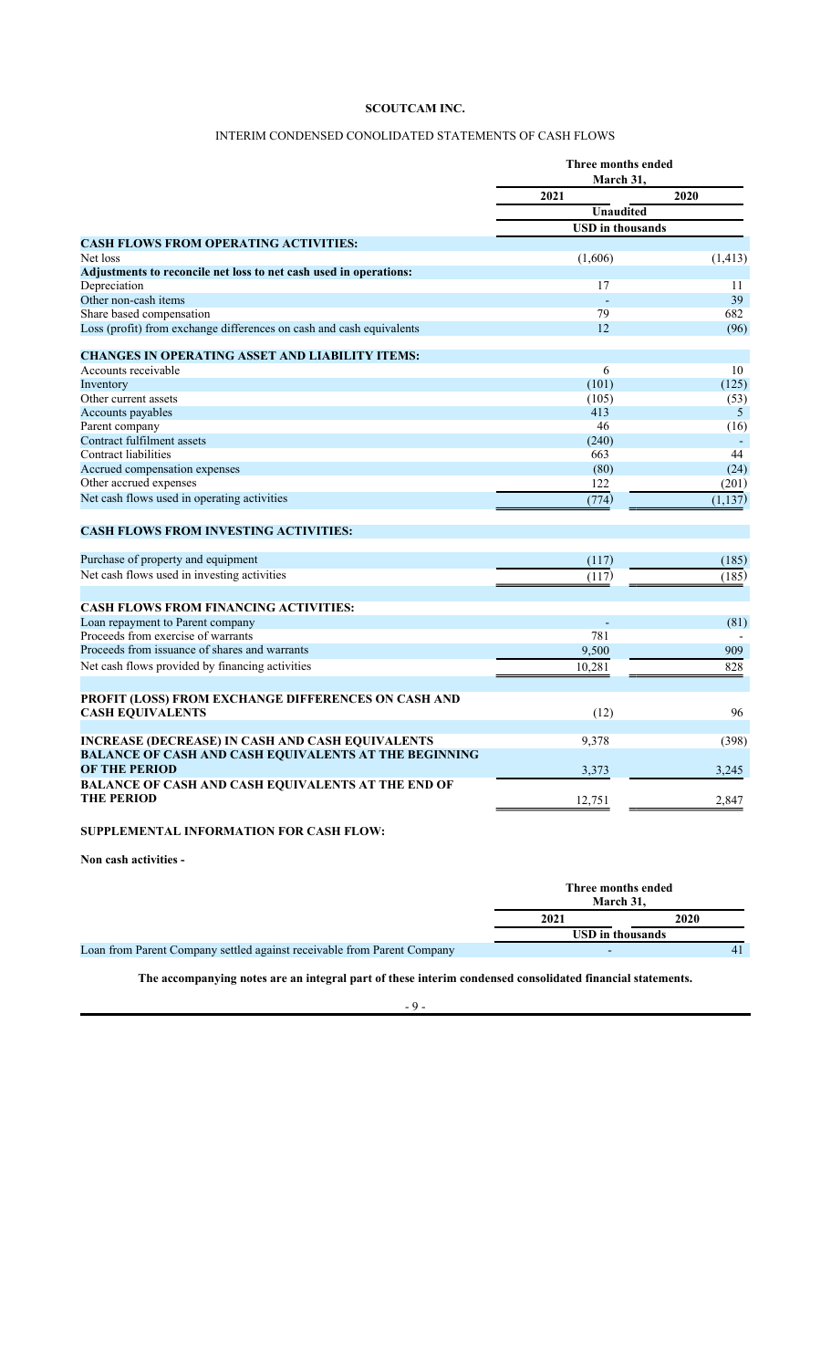**SCOUTCAM INC.**

INTERIM CONDENSED CONOLIDATED STATEMENTS OF CASH FLOWS

| | Three months ended March 31, | |
|---|---|---|
| | 2021 | 2020 |
| | Unaudited | |
| | USD in thousands | |
| **CASH FLOWS FROM OPERATING ACTIVITIES:** | | |
| Net loss | (1,606) | (1,413) |
| **Adjustments to reconcile net loss to net cash used in operations:** | | |
| Depreciation | 17 | 11 |
| Other non-cash items | - | 39 |
| Share based compensation | 79 | 682 |
| Loss (profit) from exchange differences on cash and cash equivalents | 12 | (96) |
| | | |
| **CHANGES IN OPERATING ASSET AND LIABILITY ITEMS:** | | |
| Accounts receivable | 6 | 10 |
| Inventory | (101) | (125) |
| Other current assets | (105) | (53) |
| Accounts payables | 413 | 5 |
| Parent company | 46 | (16) |
| Contract fulfilment assets | (240) | - |
| Contract liabilities | 663 | 44 |
| Accrued compensation expenses | (80) | (24) |
| Other accrued expenses | 122 | (201) |
| Net cash flows used in operating activities | (774) | (1,137) |
| | | |
| **CASH FLOWS FROM INVESTING ACTIVITIES:** | | |
| Purchase of property and equipment | (117) | (185) |
| Net cash flows used in investing activities | (117) | (185) |
| | | |
| **CASH FLOWS FROM FINANCING ACTIVITIES:** | | |
| Loan repayment to Parent company | - | (81) |
| Proceeds from exercise of warrants | 781 | - |
| Proceeds from issuance of shares and warrants | 9,500 | 909 |
| Net cash flows provided by financing activities | 10,281 | 828 |
| | | |
| **PROFIT (LOSS) FROM EXCHANGE DIFFERENCES ON CASH AND CASH EQUIVALENTS** | (12) | 96 |
| | | |
| **INCREASE (DECREASE) IN CASH AND CASH EQUIVALENTS** | 9,378 | (398) |
| **BALANCE OF CASH AND CASH EQUIVALENTS AT THE BEGINNING OF THE PERIOD** | 3,373 | 3,245 |
| **BALANCE OF CASH AND CASH EQUIVALENTS AT THE END OF THE PERIOD** | 12,751 | 2,847 |

**SUPPLEMENTAL INFORMATION FOR CASH FLOW:**

**Non cash activities -**

| | Three months ended March 31, | |
|---|---|---|
| | 2021 | 2020 |
| | USD in thousands | |
| Loan from Parent Company settled against receivable from Parent Company | - | 41 |

**The accompanying notes are an integral part of these interim condensed consolidated financial statements.**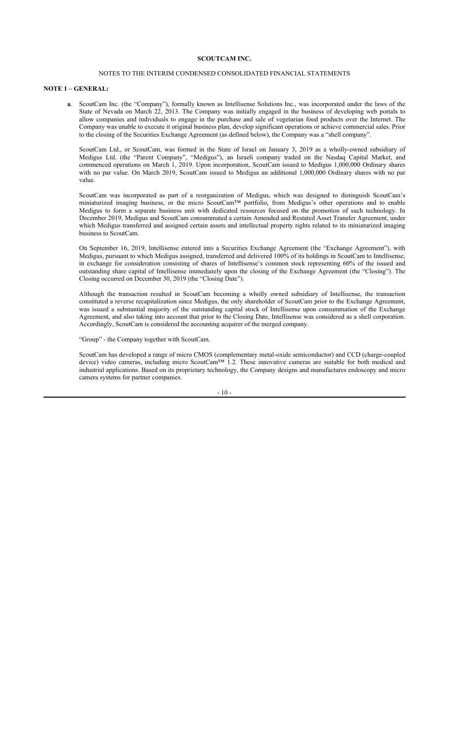**SCOUTCAM INC.**

NOTES TO THE INTERIM CONDENSED CONSOLIDATED FINANCIAL STATEMENTS

**NOTE 1 – GENERAL:**

**a**. ScoutCam Inc. (the "Company"), formally known as Intellisense Solutions Inc., was incorporated under the laws of the State of Nevada on March 22, 2013. The Company was initially engaged in the business of developing web portals to allow companies and individuals to engage in the purchase and sale of vegetarian food products over the Internet. The Company was unable to execute it original business plan, develop significant operations or achieve commercial sales. Prior to the closing of the Securities Exchange Agreement (as defined below), the Company was a "shell company".

ScoutCam Ltd., or ScoutCam, was formed in the State of Israel on January 3, 2019 as a wholly-owned subsidiary of Medigus Ltd. (the "Parent Company", "Medigus"), an Israeli company traded on the Nasdaq Capital Market, and commenced operations on March 1, 2019. Upon incorporation, ScoutCam issued to Medigus 1,000,000 Ordinary shares with no par value. On March 2019, ScoutCam issued to Medigus an additional 1,000,000 Ordinary shares with no par value.

ScoutCam was incorporated as part of a reorganization of Medigus, which was designed to distinguish ScoutCam's miniaturized imaging business, or the micro ScoutCam™ portfolio, from Medigus's other operations and to enable Medigus to form a separate business unit with dedicated resources focused on the promotion of such technology. In December 2019, Medigus and ScoutCam consummated a certain Amended and Restated Asset Transfer Agreement, under which Medigus transferred and assigned certain assets and intellectual property rights related to its miniaturized imaging business to ScoutCam.

On September 16, 2019, Intellisense entered into a Securities Exchange Agreement (the "Exchange Agreement"), with Medigus, pursuant to which Medigus assigned, transferred and delivered 100% of its holdings in ScoutCam to Intellisense, in exchange for consideration consisting of shares of Intellisense's common stock representing 60% of the issued and outstanding share capital of Intellisense immediately upon the closing of the Exchange Agreement (the "Closing"). The Closing occurred on December 30, 2019 (the "Closing Date").

Although the transaction resulted in ScoutCam becoming a wholly owned subsidiary of Intellisense, the transaction constituted a reverse recapitalization since Medigus, the only shareholder of ScoutCam prior to the Exchange Agreement, was issued a substantial majority of the outstanding capital stock of Intellisense upon consummation of the Exchange Agreement, and also taking into account that prior to the Closing Date, Intellisense was considered as a shell corporation. Accordingly, ScoutCam is considered the accounting acquirer of the merged company.

"Group" - the Company together with ScoutCam.

ScoutCam has developed a range of micro CMOS (complementary metal-oxide semiconductor) and CCD (charge-coupled device) video cameras, including micro ScoutCam™ 1.2. These innovative cameras are suitable for both medical and industrial applications. Based on its proprietary technology, the Company designs and manufactures endoscopy and micro camera systems for partner companies.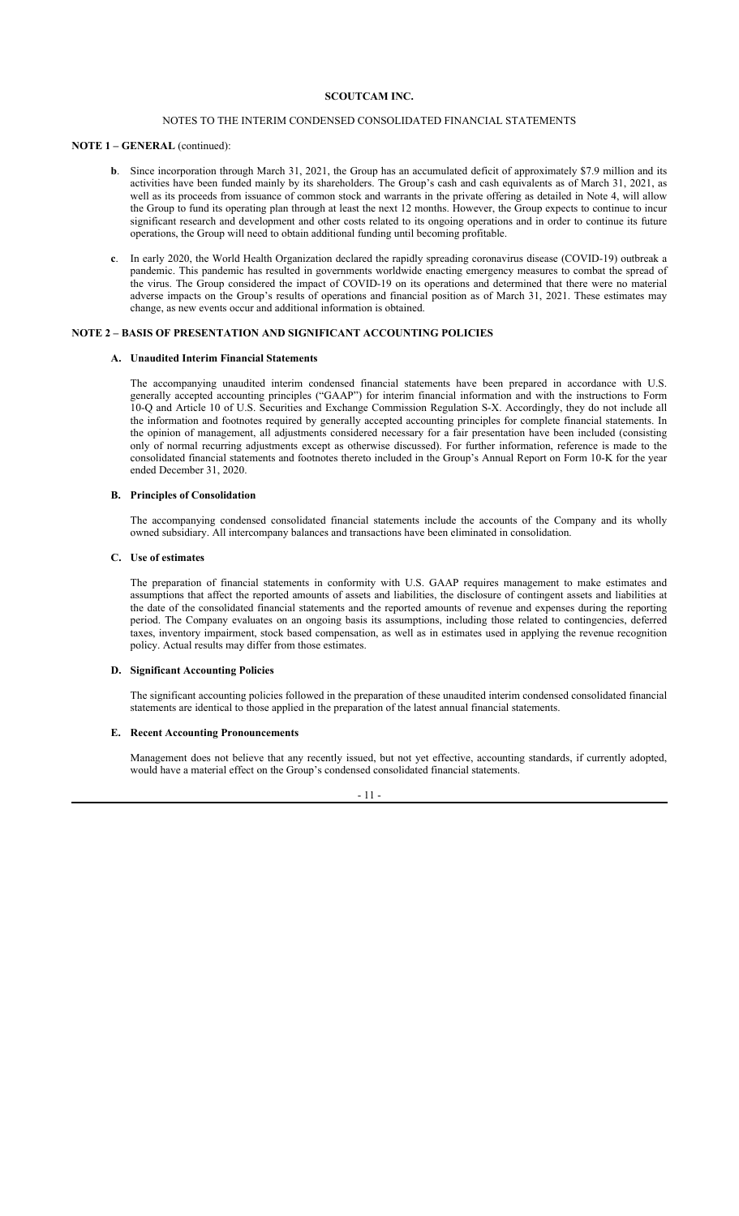**SCOUTCAM INC.**

NOTES TO THE INTERIM CONDENSED CONSOLIDATED FINANCIAL STATEMENTS

**NOTE 1 – GENERAL** (continued):

**b**. Since incorporation through March 31, 2021, the Group has an accumulated deficit of approximately $7.9 million and its activities have been funded mainly by its shareholders. The Group's cash and cash equivalents as of March 31, 2021, as well as its proceeds from issuance of common stock and warrants in the private offering as detailed in Note 4, will allow the Group to fund its operating plan through at least the next 12 months. However, the Group expects to continue to incur significant research and development and other costs related to its ongoing operations and in order to continue its future operations, the Group will need to obtain additional funding until becoming profitable.

**c**. In early 2020, the World Health Organization declared the rapidly spreading coronavirus disease (COVID-19) outbreak a pandemic. This pandemic has resulted in governments worldwide enacting emergency measures to combat the spread of the virus. The Group considered the impact of COVID-19 on its operations and determined that there were no material adverse impacts on the Group's results of operations and financial position as of March 31, 2021. These estimates may change, as new events occur and additional information is obtained.

**NOTE 2 – BASIS OF PRESENTATION AND SIGNIFICANT ACCOUNTING POLICIES**

**A. Unaudited Interim Financial Statements**

The accompanying unaudited interim condensed financial statements have been prepared in accordance with U.S. generally accepted accounting principles ("GAAP") for interim financial information and with the instructions to Form 10-Q and Article 10 of U.S. Securities and Exchange Commission Regulation S-X. Accordingly, they do not include all the information and footnotes required by generally accepted accounting principles for complete financial statements. In the opinion of management, all adjustments considered necessary for a fair presentation have been included (consisting only of normal recurring adjustments except as otherwise discussed). For further information, reference is made to the consolidated financial statements and footnotes thereto included in the Group's Annual Report on Form 10-K for the year ended December 31, 2020.

**B. Principles of Consolidation**

The accompanying condensed consolidated financial statements include the accounts of the Company and its wholly owned subsidiary. All intercompany balances and transactions have been eliminated in consolidation.

**C. Use of estimates**

The preparation of financial statements in conformity with U.S. GAAP requires management to make estimates and assumptions that affect the reported amounts of assets and liabilities, the disclosure of contingent assets and liabilities at the date of the consolidated financial statements and the reported amounts of revenue and expenses during the reporting period. The Company evaluates on an ongoing basis its assumptions, including those related to contingencies, deferred taxes, inventory impairment, stock based compensation, as well as in estimates used in applying the revenue recognition policy. Actual results may differ from those estimates.

**D. Significant Accounting Policies**

The significant accounting policies followed in the preparation of these unaudited interim condensed consolidated financial statements are identical to those applied in the preparation of the latest annual financial statements.

**E. Recent Accounting Pronouncements**

Management does not believe that any recently issued, but not yet effective, accounting standards, if currently adopted, would have a material effect on the Group's condensed consolidated financial statements.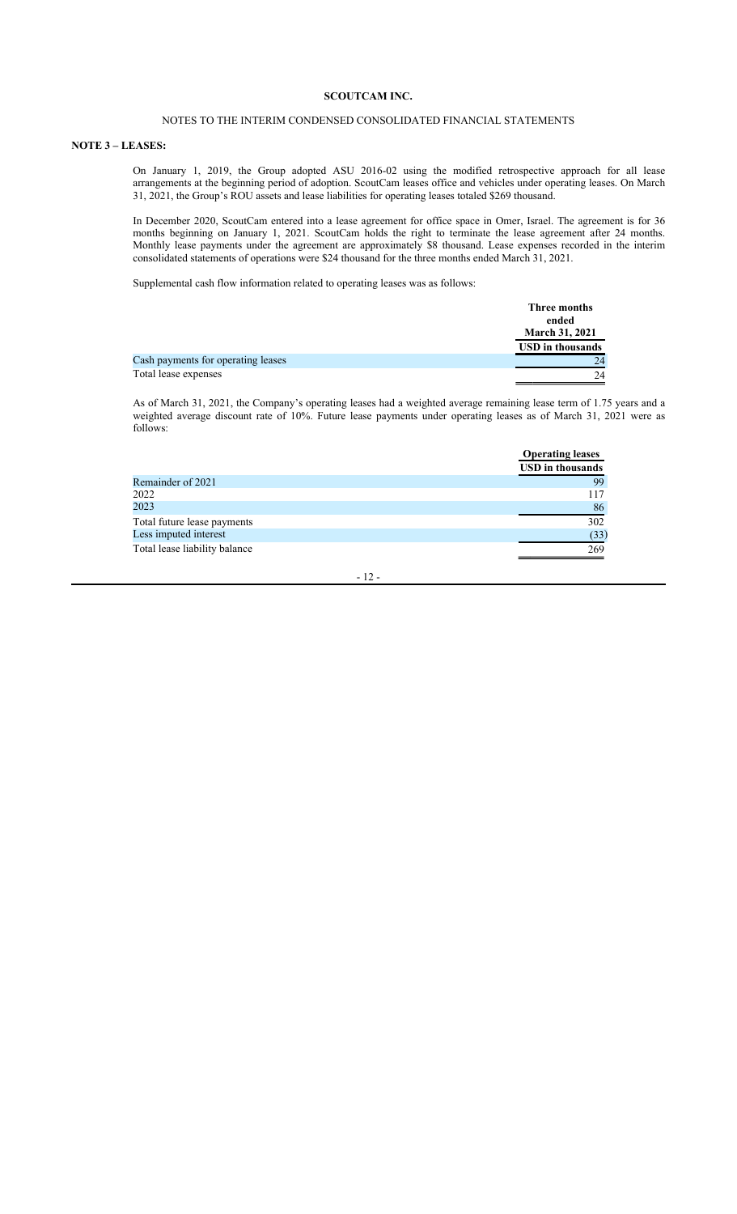**SCOUTCAM INC.**

NOTES TO THE INTERIM CONDENSED CONSOLIDATED FINANCIAL STATEMENTS

**NOTE 3 – LEASES:**

On January 1, 2019, the Group adopted ASU 2016-02 using the modified retrospective approach for all lease arrangements at the beginning period of adoption. ScoutCam leases office and vehicles under operating leases. On March 31, 2021, the Group's ROU assets and lease liabilities for operating leases totaled $269 thousand.

In December 2020, ScoutCam entered into a lease agreement for office space in Omer, Israel. The agreement is for 36 months beginning on January 1, 2021. ScoutCam holds the right to terminate the lease agreement after 24 months. Monthly lease payments under the agreement are approximately $8 thousand. Lease expenses recorded in the interim consolidated statements of operations were $24 thousand for the three months ended March 31, 2021.

Supplemental cash flow information related to operating leases was as follows:

| | Three months ended March 31, 2021 |
|---|---|
| | USD in thousands |
| Cash payments for operating leases | 24 |
| Total lease expenses | 24 |

As of March 31, 2021, the Company's operating leases had a weighted average remaining lease term of 1.75 years and a weighted average discount rate of 10%. Future lease payments under operating leases as of March 31, 2021 were as follows:

| | Operating leases |
|---|---|
| | USD in thousands |
| Remainder of 2021 | 99 |
| 2022 | 117 |
| 2023 | 86 |
| Total future lease payments | 302 |
| Less imputed interest | (33) |
| Total lease liability balance | 269 |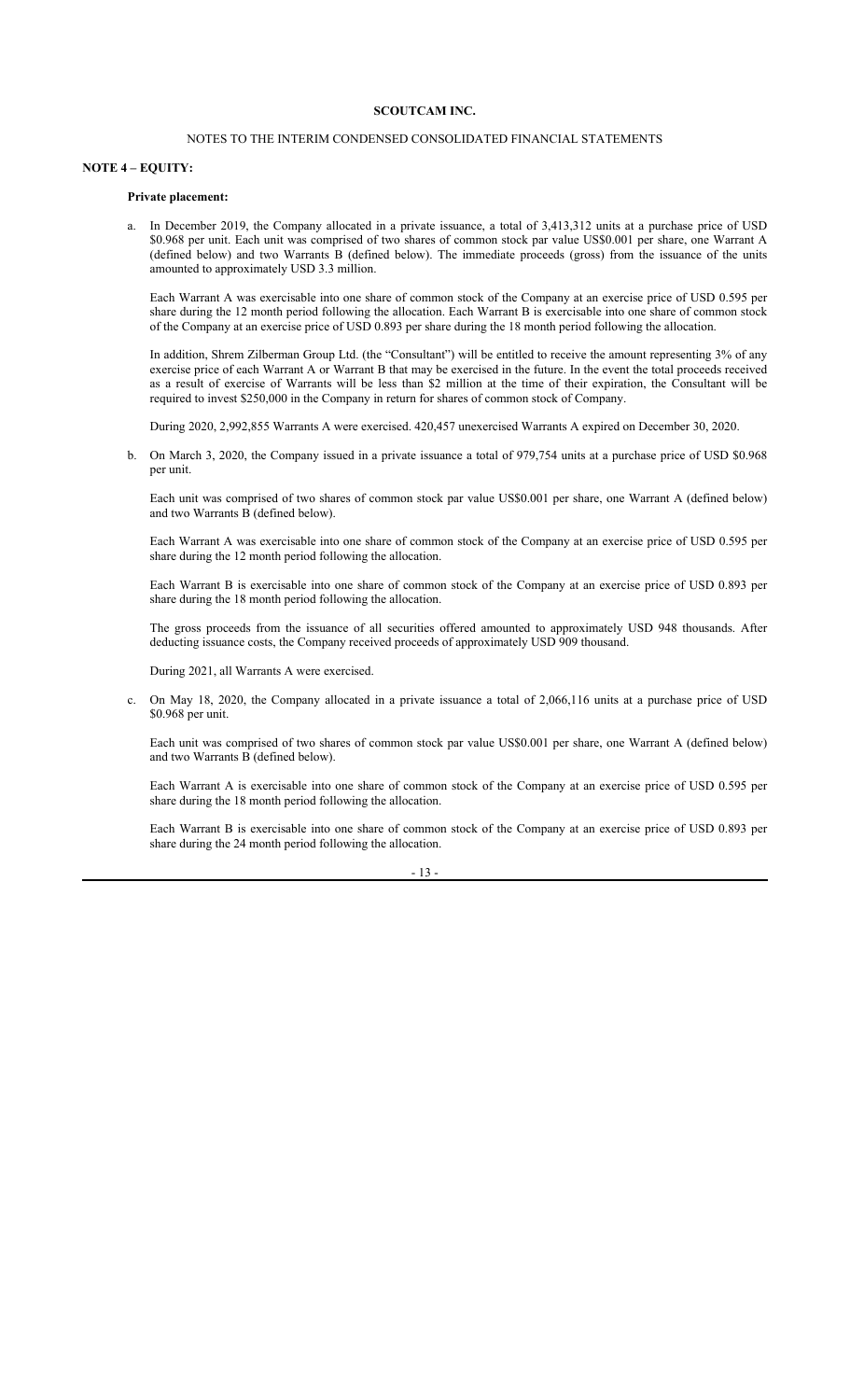**SCOUTCAM INC.**

NOTES TO THE INTERIM CONDENSED CONSOLIDATED FINANCIAL STATEMENTS

## NOTE 4 – EQUITY:

**Private placement:**

a. In December 2019, the Company allocated in a private issuance, a total of 3,413,312 units at a purchase price of USD \$0.968 per unit. Each unit was comprised of two shares of common stock par value US\$0.001 per share, one Warrant A (defined below) and two Warrants B (defined below). The immediate proceeds (gross) from the issuance of the units amounted to approximately USD 3.3 million.

   Each Warrant A was exercisable into one share of common stock of the Company at an exercise price of USD 0.595 per share during the 12 month period following the allocation. Each Warrant B is exercisable into one share of common stock of the Company at an exercise price of USD 0.893 per share during the 18 month period following the allocation.

   In addition, Shrem Zilberman Group Ltd. (the "Consultant") will be entitled to receive the amount representing 3% of any exercise price of each Warrant A or Warrant B that may be exercised in the future. In the event the total proceeds received as a result of exercise of Warrants will be less than \$2 million at the time of their expiration, the Consultant will be required to invest \$250,000 in the Company in return for shares of common stock of Company.

   During 2020, 2,992,855 Warrants A were exercised. 420,457 unexercised Warrants A expired on December 30, 2020.

b. On March 3, 2020, the Company issued in a private issuance a total of 979,754 units at a purchase price of USD \$0.968 per unit.

   Each unit was comprised of two shares of common stock par value US\$0.001 per share, one Warrant A (defined below) and two Warrants B (defined below).

   Each Warrant A was exercisable into one share of common stock of the Company at an exercise price of USD 0.595 per share during the 12 month period following the allocation.

   Each Warrant B is exercisable into one share of common stock of the Company at an exercise price of USD 0.893 per share during the 18 month period following the allocation.

   The gross proceeds from the issuance of all securities offered amounted to approximately USD 948 thousands. After deducting issuance costs, the Company received proceeds of approximately USD 909 thousand.

   During 2021, all Warrants A were exercised.

c. On May 18, 2020, the Company allocated in a private issuance a total of 2,066,116 units at a purchase price of USD \$0.968 per unit.

   Each unit was comprised of two shares of common stock par value US\$0.001 per share, one Warrant A (defined below) and two Warrants B (defined below).

   Each Warrant A is exercisable into one share of common stock of the Company at an exercise price of USD 0.595 per share during the 18 month period following the allocation.

   Each Warrant B is exercisable into one share of common stock of the Company at an exercise price of USD 0.893 per share during the 24 month period following the allocation.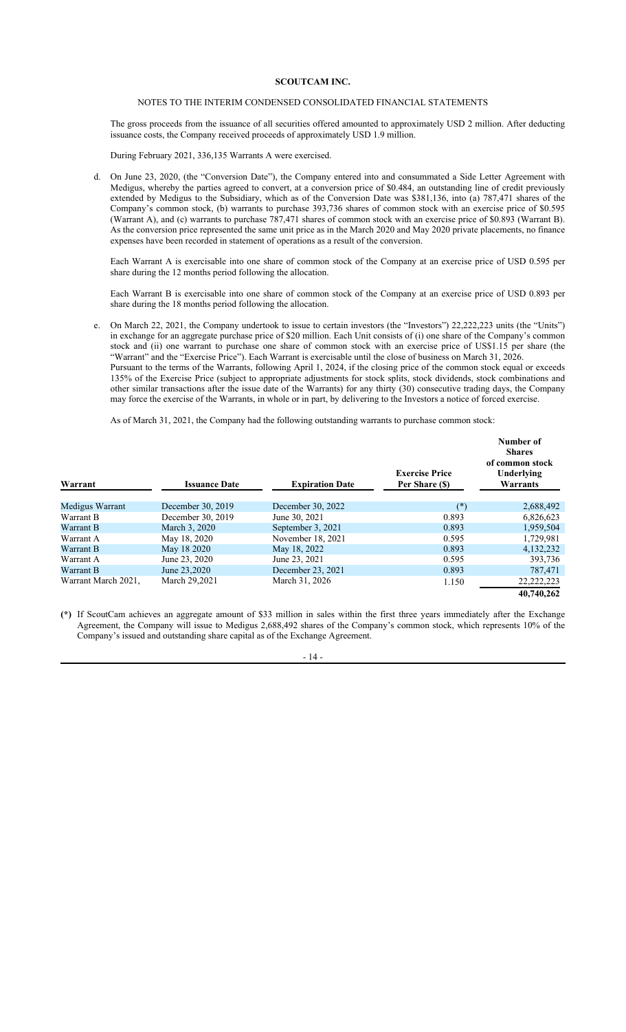**SCOUTCAM INC.**

NOTES TO THE INTERIM CONDENSED CONSOLIDATED FINANCIAL STATEMENTS

The gross proceeds from the issuance of all securities offered amounted to approximately USD 2 million. After deducting issuance costs, the Company received proceeds of approximately USD 1.9 million.

During February 2021, 336,135 Warrants A were exercised.

d. On June 23, 2020, (the "Conversion Date"), the Company entered into and consummated a Side Letter Agreement with Medigus, whereby the parties agreed to convert, at a conversion price of $0.484, an outstanding line of credit previously extended by Medigus to the Subsidiary, which as of the Conversion Date was $381,136, into (a) 787,471 shares of the Company's common stock, (b) warrants to purchase 393,736 shares of common stock with an exercise price of $0.595 (Warrant A), and (c) warrants to purchase 787,471 shares of common stock with an exercise price of $0.893 (Warrant B). As the conversion price represented the same unit price as in the March 2020 and May 2020 private placements, no finance expenses have been recorded in statement of operations as a result of the conversion.

Each Warrant A is exercisable into one share of common stock of the Company at an exercise price of USD 0.595 per share during the 12 months period following the allocation.

Each Warrant B is exercisable into one share of common stock of the Company at an exercise price of USD 0.893 per share during the 18 months period following the allocation.

e. On March 22, 2021, the Company undertook to issue to certain investors (the "Investors") 22,222,223 units (the "Units") in exchange for an aggregate purchase price of $20 million. Each Unit consists of (i) one share of the Company's common stock and (ii) one warrant to purchase one share of common stock with an exercise price of US$1.15 per share (the "Warrant" and the "Exercise Price"). Each Warrant is exercisable until the close of business on March 31, 2026.
Pursuant to the terms of the Warrants, following April 1, 2024, if the closing price of the common stock equal or exceeds 135% of the Exercise Price (subject to appropriate adjustments for stock splits, stock dividends, stock combinations and other similar transactions after the issue date of the Warrants) for any thirty (30) consecutive trading days, the Company may force the exercise of the Warrants, in whole or in part, by delivering to the Investors a notice of forced exercise.

As of March 31, 2021, the Company had the following outstanding warrants to purchase common stock:

| Warrant | Issuance Date | Expiration Date | Exercise Price Per Share ($) | Number of Shares of common stock Underlying Warrants |
|---|---|---|---|---|
| Medigus Warrant | December 30, 2019 | December 30, 2022 | (*) | 2,688,492 |
| Warrant B | December 30, 2019 | June 30, 2021 | 0.893 | 6,826,623 |
| Warrant B | March 3, 2020 | September 3, 2021 | 0.893 | 1,959,504 |
| Warrant A | May 18, 2020 | November 18, 2021 | 0.595 | 1,729,981 |
| Warrant B | May 18 2020 | May 18, 2022 | 0.893 | 4,132,232 |
| Warrant A | June 23, 2020 | June 23, 2021 | 0.595 | 393,736 |
| Warrant B | June 23,2020 | December 23, 2021 | 0.893 | 787,471 |
| Warrant March 2021, | March 29,2021 | March 31, 2026 | 1.150 | 22,222,223 |
| | | | | **40,740,262** |

**(*)** If ScoutCam achieves an aggregate amount of $33 million in sales within the first three years immediately after the Exchange Agreement, the Company will issue to Medigus 2,688,492 shares of the Company's common stock, which represents 10% of the Company's issued and outstanding share capital as of the Exchange Agreement.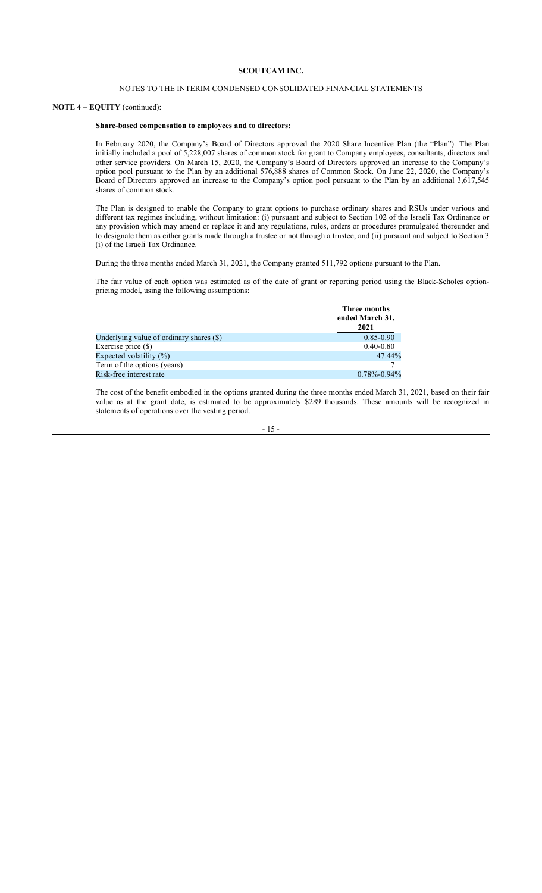**NOTE 4 – EQUITY** (continued):

**Share-based compensation to employees and to directors:**

In February 2020, the Company's Board of Directors approved the 2020 Share Incentive Plan (the "Plan"). The Plan initially included a pool of 5,228,007 shares of common stock for grant to Company employees, consultants, directors and other service providers. On March 15, 2020, the Company's Board of Directors approved an increase to the Company's option pool pursuant to the Plan by an additional 576,888 shares of Common Stock. On June 22, 2020, the Company's Board of Directors approved an increase to the Company's option pool pursuant to the Plan by an additional 3,617,545 shares of common stock.

The Plan is designed to enable the Company to grant options to purchase ordinary shares and RSUs under various and different tax regimes including, without limitation: (i) pursuant and subject to Section 102 of the Israeli Tax Ordinance or any provision which may amend or replace it and any regulations, rules, orders or procedures promulgated thereunder and to designate them as either grants made through a trustee or not through a trustee; and (ii) pursuant and subject to Section 3 (i) of the Israeli Tax Ordinance.

During the three months ended March 31, 2021, the Company granted 511,792 options pursuant to the Plan.

The fair value of each option was estimated as of the date of grant or reporting period using the Black-Scholes option-pricing model, using the following assumptions:

| | Three months ended March 31, 2021 |
|---|---|
| Underlying value of ordinary shares ($) | 0.85-0.90 |
| Exercise price ($) | 0.40-0.80 |
| Expected volatility (%) | 47.44% |
| Term of the options (years) | 7 |
| Risk-free interest rate | 0.78%-0.94% |

The cost of the benefit embodied in the options granted during the three months ended March 31, 2021, based on their fair value as at the grant date, is estimated to be approximately $289 thousands. These amounts will be recognized in statements of operations over the vesting period.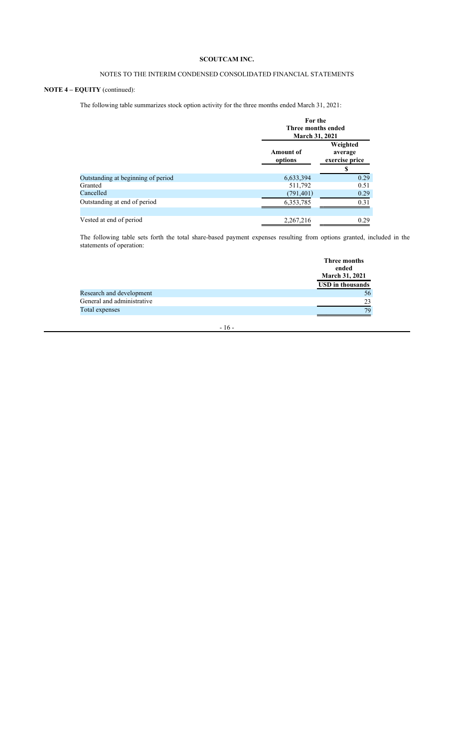**SCOUTCAM INC.**

NOTES TO THE INTERIM CONDENSED CONSOLIDATED FINANCIAL STATEMENTS

**NOTE 4 – EQUITY** (continued):

The following table summarizes stock option activity for the three months ended March 31, 2021:

| | For the Three months ended March 31, 2021 | |
|---|---|---|
| | Amount of options | Weighted average exercise price |
| | | $ |
| Outstanding at beginning of period | 6,633,394 | 0.29 |
| Granted | 511,792 | 0.51 |
| Cancelled | (791,401) | 0.29 |
| Outstanding at end of period | 6,353,785 | 0.31 |
| | | |
| Vested at end of period | 2,267,216 | 0.29 |

The following table sets forth the total share-based payment expenses resulting from options granted, included in the statements of operation:

| | Three months ended March 31, 2021 |
|---|---|
| | USD in thousands |
| Research and development | 56 |
| General and administrative | 23 |
| Total expenses | 79 |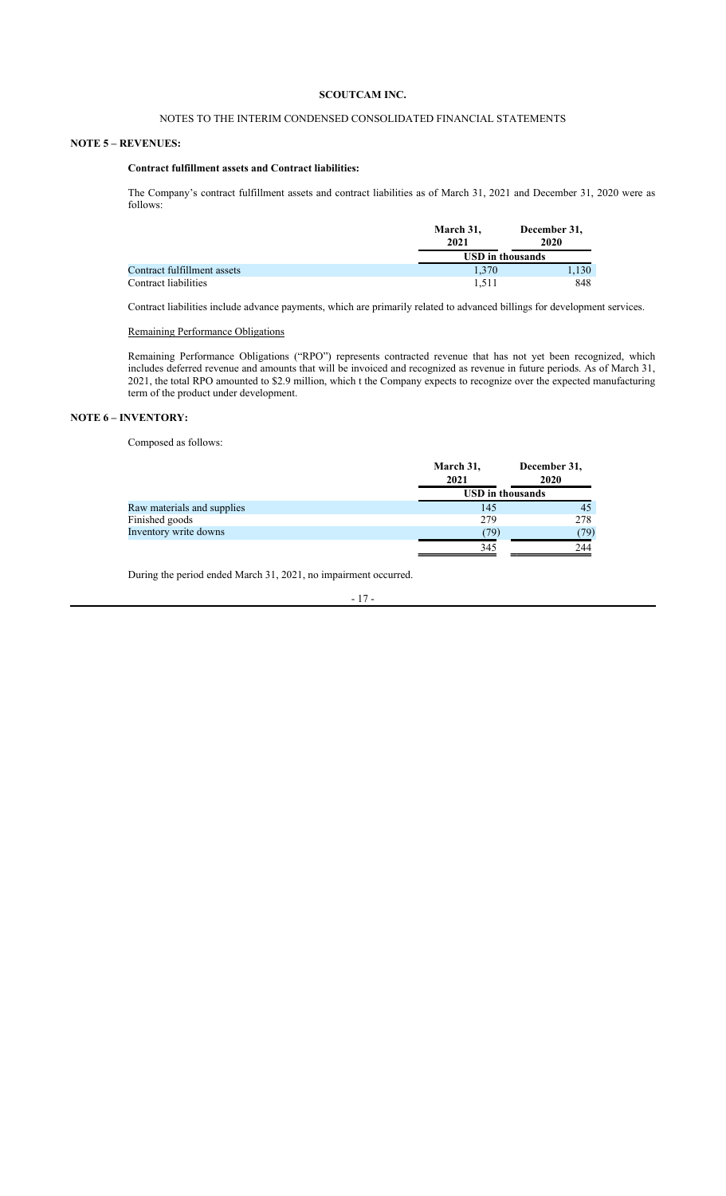**SCOUTCAM INC.**

NOTES TO THE INTERIM CONDENSED CONSOLIDATED FINANCIAL STATEMENTS

## NOTE 5 – REVENUES:

### Contract fulfillment assets and Contract liabilities:

The Company's contract fulfillment assets and contract liabilities as of March 31, 2021 and December 31, 2020 were as follows:

| | March 31, 2021 | December 31, 2020 |
|---|---|---|
| | USD in thousands | |
| Contract fulfillment assets | 1,370 | 1,130 |
| Contract liabilities | 1,511 | 848 |

Contract liabilities include advance payments, which are primarily related to advanced billings for development services.

Remaining Performance Obligations

Remaining Performance Obligations ("RPO") represents contracted revenue that has not yet been recognized, which includes deferred revenue and amounts that will be invoiced and recognized as revenue in future periods. As of March 31, 2021, the total RPO amounted to $2.9 million, which t the Company expects to recognize over the expected manufacturing term of the product under development.

## NOTE 6 – INVENTORY:

Composed as follows:

| | March 31, 2021 | December 31, 2020 |
|---|---|---|
| | USD in thousands | |
| Raw materials and supplies | 145 | 45 |
| Finished goods | 279 | 278 |
| Inventory write downs | (79) | (79) |
| | 345 | 244 |

During the period ended March 31, 2021, no impairment occurred.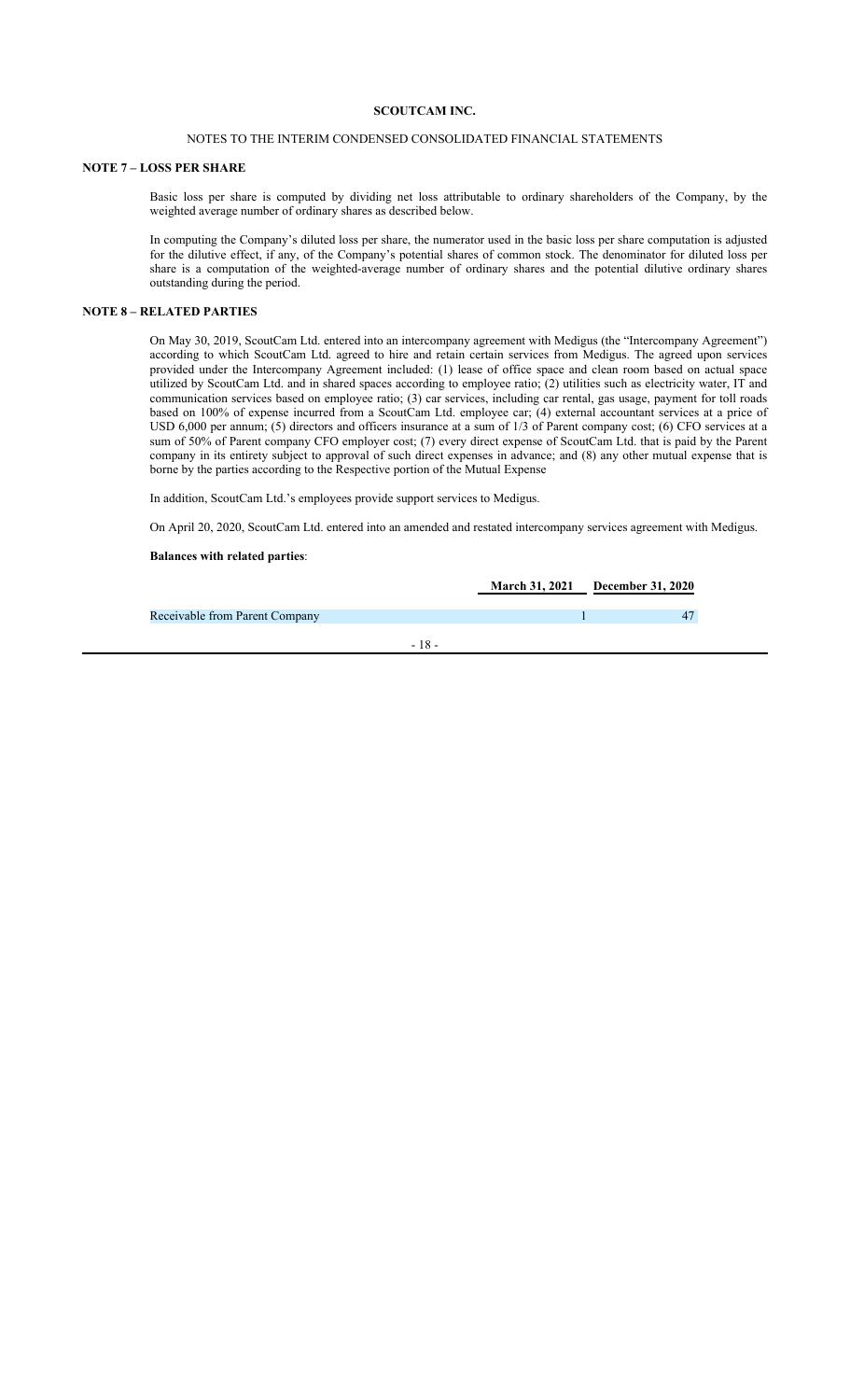**SCOUTCAM INC.**

NOTES TO THE INTERIM CONDENSED CONSOLIDATED FINANCIAL STATEMENTS

## NOTE 7 – LOSS PER SHARE

Basic loss per share is computed by dividing net loss attributable to ordinary shareholders of the Company, by the weighted average number of ordinary shares as described below.

In computing the Company's diluted loss per share, the numerator used in the basic loss per share computation is adjusted for the dilutive effect, if any, of the Company's potential shares of common stock. The denominator for diluted loss per share is a computation of the weighted-average number of ordinary shares and the potential dilutive ordinary shares outstanding during the period.

## NOTE 8 – RELATED PARTIES

On May 30, 2019, ScoutCam Ltd. entered into an intercompany agreement with Medigus (the "Intercompany Agreement") according to which ScoutCam Ltd. agreed to hire and retain certain services from Medigus. The agreed upon services provided under the Intercompany Agreement included: (1) lease of office space and clean room based on actual space utilized by ScoutCam Ltd. and in shared spaces according to employee ratio; (2) utilities such as electricity water, IT and communication services based on employee ratio; (3) car services, including car rental, gas usage, payment for toll roads based on 100% of expense incurred from a ScoutCam Ltd. employee car; (4) external accountant services at a price of USD 6,000 per annum; (5) directors and officers insurance at a sum of 1/3 of Parent company cost; (6) CFO services at a sum of 50% of Parent company CFO employer cost; (7) every direct expense of ScoutCam Ltd. that is paid by the Parent company in its entirety subject to approval of such direct expenses in advance; and (8) any other mutual expense that is borne by the parties according to the Respective portion of the Mutual Expense

In addition, ScoutCam Ltd.'s employees provide support services to Medigus.

On April 20, 2020, ScoutCam Ltd. entered into an amended and restated intercompany services agreement with Medigus.

**Balances with related parties**:

| | March 31, 2021 | December 31, 2020 |
|---|---|---|
| Receivable from Parent Company | 1 | 47 |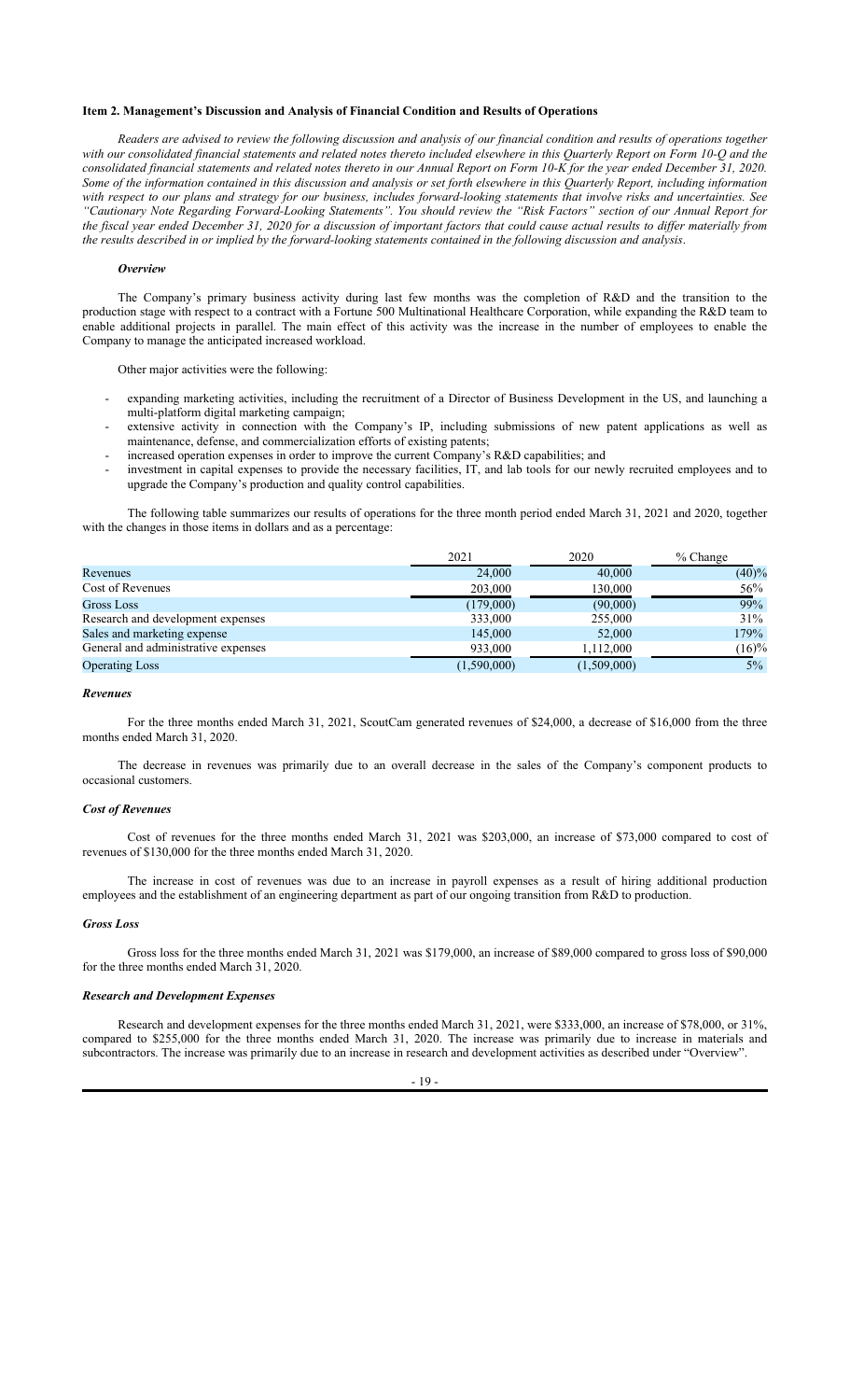### Item 2. Management's Discussion and Analysis of Financial Condition and Results of Operations

*Readers are advised to review the following discussion and analysis of our financial condition and results of operations together with our consolidated financial statements and related notes thereto included elsewhere in this Quarterly Report on Form 10-Q and the consolidated financial statements and related notes thereto in our Annual Report on Form 10-K for the year ended December 31, 2020. Some of the information contained in this discussion and analysis or set forth elsewhere in this Quarterly Report, including information with respect to our plans and strategy for our business, includes forward-looking statements that involve risks and uncertainties. See "Cautionary Note Regarding Forward-Looking Statements". You should review the "Risk Factors" section of our Annual Report for the fiscal year ended December 31, 2020 for a discussion of important factors that could cause actual results to differ materially from the results described in or implied by the forward-looking statements contained in the following discussion and analysis.*

***Overview***

The Company's primary business activity during last few months was the completion of R&D and the transition to the production stage with respect to a contract with a Fortune 500 Multinational Healthcare Corporation, while expanding the R&D team to enable additional projects in parallel. The main effect of this activity was the increase in the number of employees to enable the Company to manage the anticipated increased workload.

Other major activities were the following:

- expanding marketing activities, including the recruitment of a Director of Business Development in the US, and launching a multi-platform digital marketing campaign;
- extensive activity in connection with the Company's IP, including submissions of new patent applications as well as maintenance, defense, and commercialization efforts of existing patents;
- increased operation expenses in order to improve the current Company's R&D capabilities; and
- investment in capital expenses to provide the necessary facilities, IT, and lab tools for our newly recruited employees and to upgrade the Company's production and quality control capabilities.

The following table summarizes our results of operations for the three month period ended March 31, 2021 and 2020, together with the changes in those items in dollars and as a percentage:

| | 2021 | 2020 | % Change |
|---|---|---|---|
| Revenues | 24,000 | 40,000 | (40)% |
| Cost of Revenues | 203,000 | 130,000 | 56% |
| Gross Loss | (179,000) | (90,000) | 99% |
| Research and development expenses | 333,000 | 255,000 | 31% |
| Sales and marketing expense | 145,000 | 52,000 | 179% |
| General and administrative expenses | 933,000 | 1,112,000 | (16)% |
| Operating Loss | (1,590,000) | (1,509,000) | 5% |

***Revenues***

For the three months ended March 31, 2021, ScoutCam generated revenues of $24,000, a decrease of $16,000 from the three months ended March 31, 2020.

The decrease in revenues was primarily due to an overall decrease in the sales of the Company's component products to occasional customers.

***Cost of Revenues***

Cost of revenues for the three months ended March 31, 2021 was $203,000, an increase of $73,000 compared to cost of revenues of $130,000 for the three months ended March 31, 2020.

The increase in cost of revenues was due to an increase in payroll expenses as a result of hiring additional production employees and the establishment of an engineering department as part of our ongoing transition from R&D to production.

***Gross Loss***

Gross loss for the three months ended March 31, 2021 was $179,000, an increase of $89,000 compared to gross loss of $90,000 for the three months ended March 31, 2020.

***Research and Development Expenses***

Research and development expenses for the three months ended March 31, 2021, were $333,000, an increase of $78,000, or 31%, compared to $255,000 for the three months ended March 31, 2020. The increase was primarily due to increase in materials and subcontractors. The increase was primarily due to an increase in research and development activities as described under "Overview".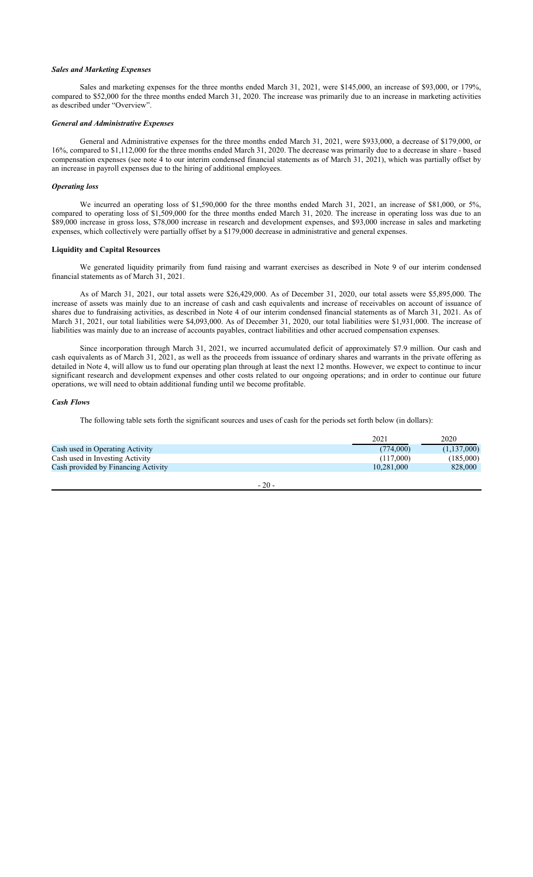***Sales and Marketing Expenses***

Sales and marketing expenses for the three months ended March 31, 2021, were $145,000, an increase of $93,000, or 179%, compared to $52,000 for the three months ended March 31, 2020. The increase was primarily due to an increase in marketing activities as described under "Overview".

***General and Administrative Expenses***

General and Administrative expenses for the three months ended March 31, 2021, were $933,000, a decrease of $179,000, or 16%, compared to $1,112,000 for the three months ended March 31, 2020. The decrease was primarily due to a decrease in share - based compensation expenses (see note 4 to our interim condensed financial statements as of March 31, 2021), which was partially offset by an increase in payroll expenses due to the hiring of additional employees.

***Operating loss***

We incurred an operating loss of $1,590,000 for the three months ended March 31, 2021, an increase of $81,000, or 5%, compared to operating loss of $1,509,000 for the three months ended March 31, 2020. The increase in operating loss was due to an $89,000 increase in gross loss, $78,000 increase in research and development expenses, and $93,000 increase in sales and marketing expenses, which collectively were partially offset by a $179,000 decrease in administrative and general expenses.

**Liquidity and Capital Resources**

We generated liquidity primarily from fund raising and warrant exercises as described in Note 9 of our interim condensed financial statements as of March 31, 2021.

As of March 31, 2021, our total assets were $26,429,000. As of December 31, 2020, our total assets were $5,895,000. The increase of assets was mainly due to an increase of cash and cash equivalents and increase of receivables on account of issuance of shares due to fundraising activities, as described in Note 4 of our interim condensed financial statements as of March 31, 2021. As of March 31, 2021, our total liabilities were $4,093,000. As of December 31, 2020, our total liabilities were $1,931,000. The increase of liabilities was mainly due to an increase of accounts payables, contract liabilities and other accrued compensation expenses.

Since incorporation through March 31, 2021, we incurred accumulated deficit of approximately $7.9 million. Our cash and cash equivalents as of March 31, 2021, as well as the proceeds from issuance of ordinary shares and warrants in the private offering as detailed in Note 4, will allow us to fund our operating plan through at least the next 12 months. However, we expect to continue to incur significant research and development expenses and other costs related to our ongoing operations; and in order to continue our future operations, we will need to obtain additional funding until we become profitable.

***Cash Flows***

The following table sets forth the significant sources and uses of cash for the periods set forth below (in dollars):

| | 2021 | 2020 |
|---|---|---|
| Cash used in Operating Activity | (774,000) | (1,137,000) |
| Cash used in Investing Activity | (117,000) | (185,000) |
| Cash provided by Financing Activity | 10,281,000 | 828,000 |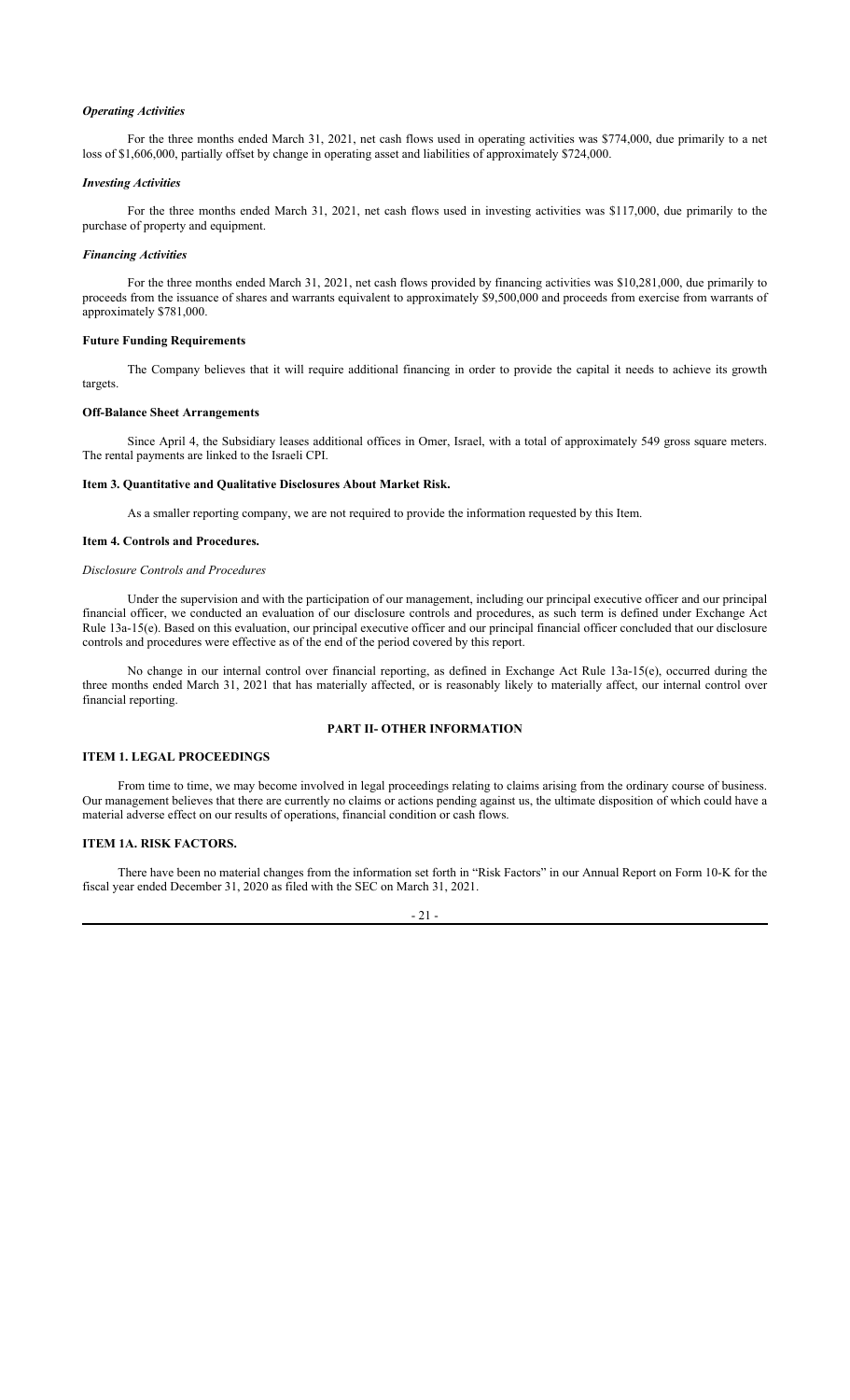### *Operating Activities*

For the three months ended March 31, 2021, net cash flows used in operating activities was $774,000, due primarily to a net loss of $1,606,000, partially offset by change in operating asset and liabilities of approximately $724,000.

### *Investing Activities*

For the three months ended March 31, 2021, net cash flows used in investing activities was $117,000, due primarily to the purchase of property and equipment.

### *Financing Activities*

For the three months ended March 31, 2021, net cash flows provided by financing activities was $10,281,000, due primarily to proceeds from the issuance of shares and warrants equivalent to approximately $9,500,000 and proceeds from exercise from warrants of approximately $781,000.

### Future Funding Requirements

The Company believes that it will require additional financing in order to provide the capital it needs to achieve its growth targets.

### Off-Balance Sheet Arrangements

Since April 4, the Subsidiary leases additional offices in Omer, Israel, with a total of approximately 549 gross square meters. The rental payments are linked to the Israeli CPI.

### Item 3. Quantitative and Qualitative Disclosures About Market Risk.

As a smaller reporting company, we are not required to provide the information requested by this Item.

### Item 4. Controls and Procedures.

*Disclosure Controls and Procedures*

Under the supervision and with the participation of our management, including our principal executive officer and our principal financial officer, we conducted an evaluation of our disclosure controls and procedures, as such term is defined under Exchange Act Rule 13a-15(e). Based on this evaluation, our principal executive officer and our principal financial officer concluded that our disclosure controls and procedures were effective as of the end of the period covered by this report.

No change in our internal control over financial reporting, as defined in Exchange Act Rule 13a-15(e), occurred during the three months ended March 31, 2021 that has materially affected, or is reasonably likely to materially affect, our internal control over financial reporting.

## PART II- OTHER INFORMATION

### ITEM 1. LEGAL PROCEEDINGS

From time to time, we may become involved in legal proceedings relating to claims arising from the ordinary course of business. Our management believes that there are currently no claims or actions pending against us, the ultimate disposition of which could have a material adverse effect on our results of operations, financial condition or cash flows.

### ITEM 1A. RISK FACTORS.

There have been no material changes from the information set forth in "Risk Factors" in our Annual Report on Form 10-K for the fiscal year ended December 31, 2020 as filed with the SEC on March 31, 2021.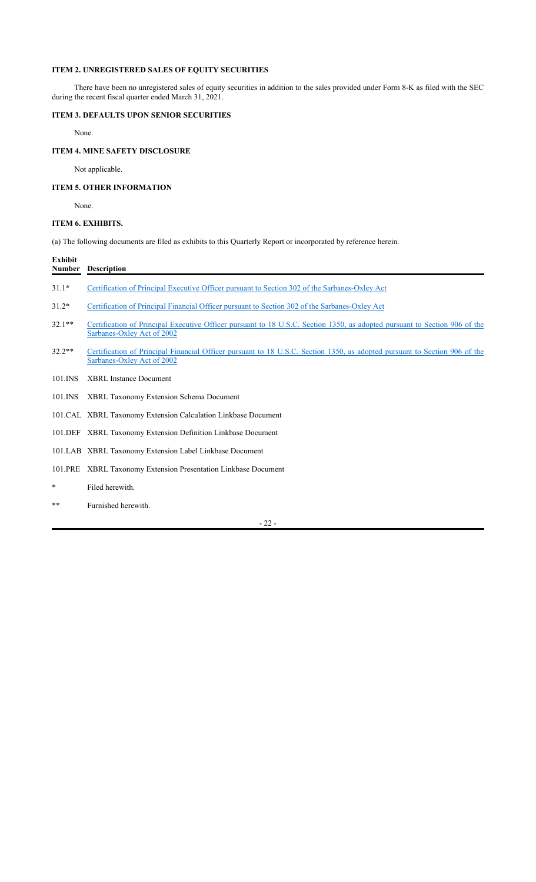### ITEM 2. UNREGISTERED SALES OF EQUITY SECURITIES

There have been no unregistered sales of equity securities in addition to the sales provided under Form 8-K as filed with the SEC during the recent fiscal quarter ended March 31, 2021.

### ITEM 3. DEFAULTS UPON SENIOR SECURITIES

None.

### ITEM 4. MINE SAFETY DISCLOSURE

Not applicable.

### ITEM 5. OTHER INFORMATION

None.

### ITEM 6. EXHIBITS.

(a) The following documents are filed as exhibits to this Quarterly Report or incorporated by reference herein.

| Exhibit Number | Description |
|---|---|
| 31.1* | Certification of Principal Executive Officer pursuant to Section 302 of the Sarbanes-Oxley Act |
| 31.2* | Certification of Principal Financial Officer pursuant to Section 302 of the Sarbanes-Oxley Act |
| 32.1** | Certification of Principal Executive Officer pursuant to 18 U.S.C. Section 1350, as adopted pursuant to Section 906 of the Sarbanes-Oxley Act of 2002 |
| 32.2** | Certification of Principal Financial Officer pursuant to 18 U.S.C. Section 1350, as adopted pursuant to Section 906 of the Sarbanes-Oxley Act of 2002 |
| 101.INS | XBRL Instance Document |
| 101.INS | XBRL Taxonomy Extension Schema Document |
| 101.CAL | XBRL Taxonomy Extension Calculation Linkbase Document |
| 101.DEF | XBRL Taxonomy Extension Definition Linkbase Document |
| 101.LAB | XBRL Taxonomy Extension Label Linkbase Document |
| 101.PRE | XBRL Taxonomy Extension Presentation Linkbase Document |

\* Filed herewith.

** Furnished herewith.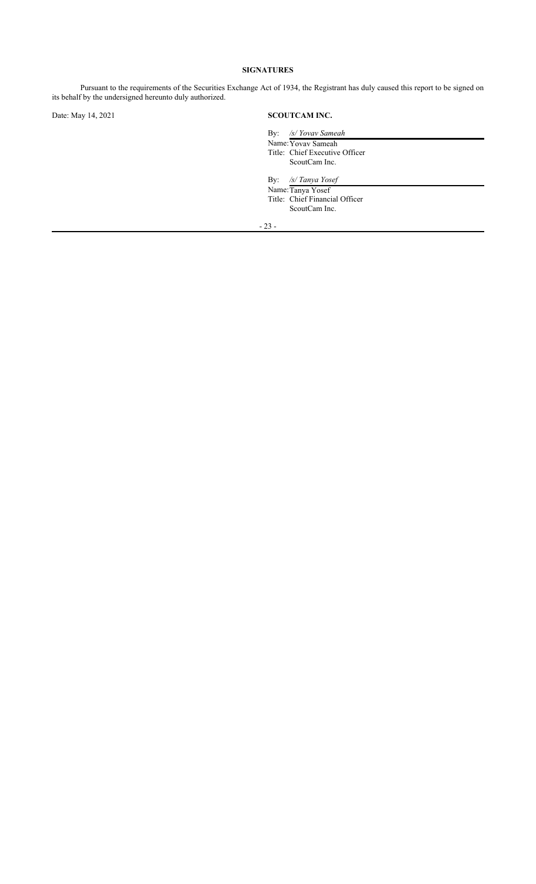## SIGNATURES

Pursuant to the requirements of the Securities Exchange Act of 1934, the Registrant has duly caused this report to be signed on its behalf by the undersigned hereunto duly authorized.

Date: May 14, 2021

**SCOUTCAM INC.**

By: */s/ Yovav Sameah*
Name: Yovav Sameah
Title: Chief Executive Officer
ScoutCam Inc.

By: */s/ Tanya Yosef*
Name: Tanya Yosef
Title: Chief Financial Officer
ScoutCam Inc.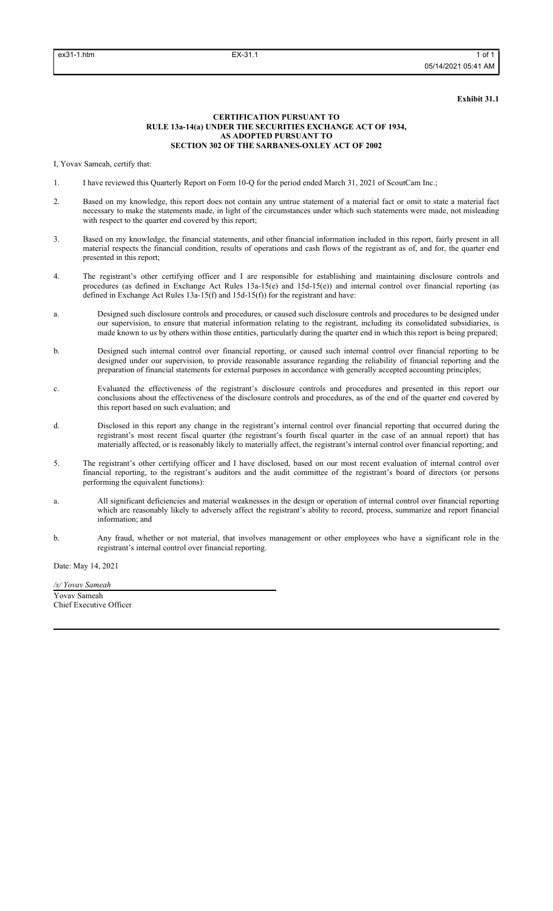**Exhibit 31.1**

**CERTIFICATION PURSUANT TO**
**RULE 13a-14(a) UNDER THE SECURITIES EXCHANGE ACT OF 1934,**
**AS ADOPTED PURSUANT TO**
**SECTION 302 OF THE SARBANES-OXLEY ACT OF 2002**

I, Yovav Sameah, certify that:

1. I have reviewed this Quarterly Report on Form 10-Q for the period ended March 31, 2021 of ScoutCam Inc.;

2. Based on my knowledge, this report does not contain any untrue statement of a material fact or omit to state a material fact necessary to make the statements made, in light of the circumstances under which such statements were made, not misleading with respect to the quarter end covered by this report;

3. Based on my knowledge, the financial statements, and other financial information included in this report, fairly present in all material respects the financial condition, results of operations and cash flows of the registrant as of, and for, the quarter end presented in this report;

4. The registrant's other certifying officer and I are responsible for establishing and maintaining disclosure controls and procedures (as defined in Exchange Act Rules 13a-15(e) and 15d-15(e)) and internal control over financial reporting (as defined in Exchange Act Rules 13a-15(f) and 15d-15(f)) for the registrant and have:

a. Designed such disclosure controls and procedures, or caused such disclosure controls and procedures to be designed under our supervision, to ensure that material information relating to the registrant, including its consolidated subsidiaries, is made known to us by others within those entities, particularly during the quarter end in which this report is being prepared;

b. Designed such internal control over financial reporting, or caused such internal control over financial reporting to be designed under our supervision, to provide reasonable assurance regarding the reliability of financial reporting and the preparation of financial statements for external purposes in accordance with generally accepted accounting principles;

c. Evaluated the effectiveness of the registrant's disclosure controls and procedures and presented in this report our conclusions about the effectiveness of the disclosure controls and procedures, as of the end of the quarter end covered by this report based on such evaluation; and

d. Disclosed in this report any change in the registrant's internal control over financial reporting that occurred during the registrant's most recent fiscal quarter (the registrant's fourth fiscal quarter in the case of an annual report) that has materially affected, or is reasonably likely to materially affect, the registrant's internal control over financial reporting; and

5. The registrant's other certifying officer and I have disclosed, based on our most recent evaluation of internal control over financial reporting, to the registrant's auditors and the audit committee of the registrant's board of directors (or persons performing the equivalent functions):

a. All significant deficiencies and material weaknesses in the design or operation of internal control over financial reporting which are reasonably likely to adversely affect the registrant's ability to record, process, summarize and report financial information; and

b. Any fraud, whether or not material, that involves management or other employees who have a significant role in the registrant's internal control over financial reporting.

Date: May 14, 2021

*/s/ Yovav Sameah*

Yovav Sameah
Chief Executive Officer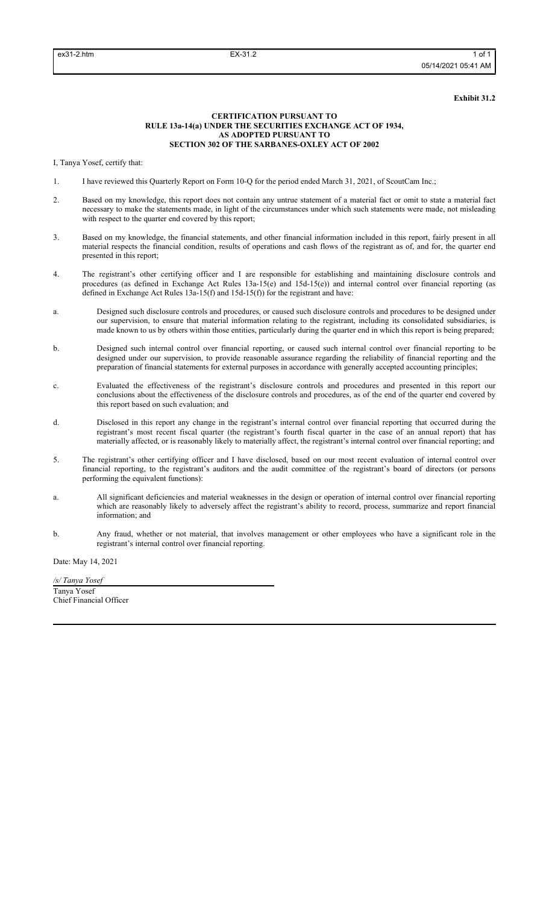**Exhibit 31.2**

**CERTIFICATION PURSUANT TO**
**RULE 13a-14(a) UNDER THE SECURITIES EXCHANGE ACT OF 1934,**
**AS ADOPTED PURSUANT TO**
**SECTION 302 OF THE SARBANES-OXLEY ACT OF 2002**

I, Tanya Yosef, certify that:

1. I have reviewed this Quarterly Report on Form 10-Q for the period ended March 31, 2021, of ScoutCam Inc.;

2. Based on my knowledge, this report does not contain any untrue statement of a material fact or omit to state a material fact necessary to make the statements made, in light of the circumstances under which such statements were made, not misleading with respect to the quarter end covered by this report;

3. Based on my knowledge, the financial statements, and other financial information included in this report, fairly present in all material respects the financial condition, results of operations and cash flows of the registrant as of, and for, the quarter end presented in this report;

4. The registrant's other certifying officer and I are responsible for establishing and maintaining disclosure controls and procedures (as defined in Exchange Act Rules 13a-15(e) and 15d-15(e)) and internal control over financial reporting (as defined in Exchange Act Rules 13a-15(f) and 15d-15(f)) for the registrant and have:

a. Designed such disclosure controls and procedures, or caused such disclosure controls and procedures to be designed under our supervision, to ensure that material information relating to the registrant, including its consolidated subsidiaries, is made known to us by others within those entities, particularly during the quarter end in which this report is being prepared;

b. Designed such internal control over financial reporting, or caused such internal control over financial reporting to be designed under our supervision, to provide reasonable assurance regarding the reliability of financial reporting and the preparation of financial statements for external purposes in accordance with generally accepted accounting principles;

c. Evaluated the effectiveness of the registrant's disclosure controls and procedures and presented in this report our conclusions about the effectiveness of the disclosure controls and procedures, as of the end of the quarter end covered by this report based on such evaluation; and

d. Disclosed in this report any change in the registrant's internal control over financial reporting that occurred during the registrant's most recent fiscal quarter (the registrant's fourth fiscal quarter in the case of an annual report) that has materially affected, or is reasonably likely to materially affect, the registrant's internal control over financial reporting; and

5. The registrant's other certifying officer and I have disclosed, based on our most recent evaluation of internal control over financial reporting, to the registrant's auditors and the audit committee of the registrant's board of directors (or persons performing the equivalent functions):

a. All significant deficiencies and material weaknesses in the design or operation of internal control over financial reporting which are reasonably likely to adversely affect the registrant's ability to record, process, summarize and report financial information; and

b. Any fraud, whether or not material, that involves management or other employees who have a significant role in the registrant's internal control over financial reporting.

Date: May 14, 2021

*/s/ Tanya Yosef*
Tanya Yosef
Chief Financial Officer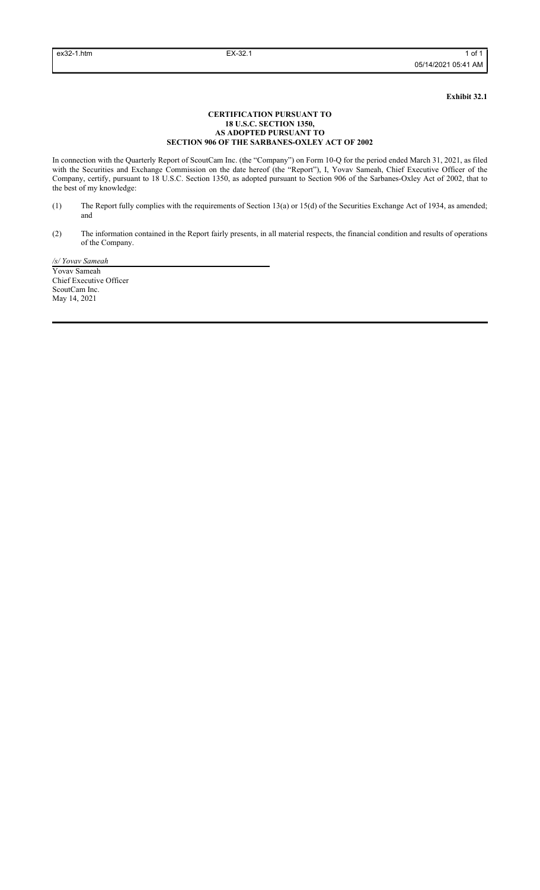**Exhibit 32.1**

**CERTIFICATION PURSUANT TO**
**18 U.S.C. SECTION 1350,**
**AS ADOPTED PURSUANT TO**
**SECTION 906 OF THE SARBANES-OXLEY ACT OF 2002**

In connection with the Quarterly Report of ScoutCam Inc. (the "Company") on Form 10-Q for the period ended March 31, 2021, as filed with the Securities and Exchange Commission on the date hereof (the "Report"), I, Yovav Sameah, Chief Executive Officer of the Company, certify, pursuant to 18 U.S.C. Section 1350, as adopted pursuant to Section 906 of the Sarbanes-Oxley Act of 2002, that to the best of my knowledge:

(1) The Report fully complies with the requirements of Section 13(a) or 15(d) of the Securities Exchange Act of 1934, as amended; and

(2) The information contained in the Report fairly presents, in all material respects, the financial condition and results of operations of the Company.

*/s/ Yovav Sameah*

Yovav Sameah
Chief Executive Officer
ScoutCam Inc.
May 14, 2021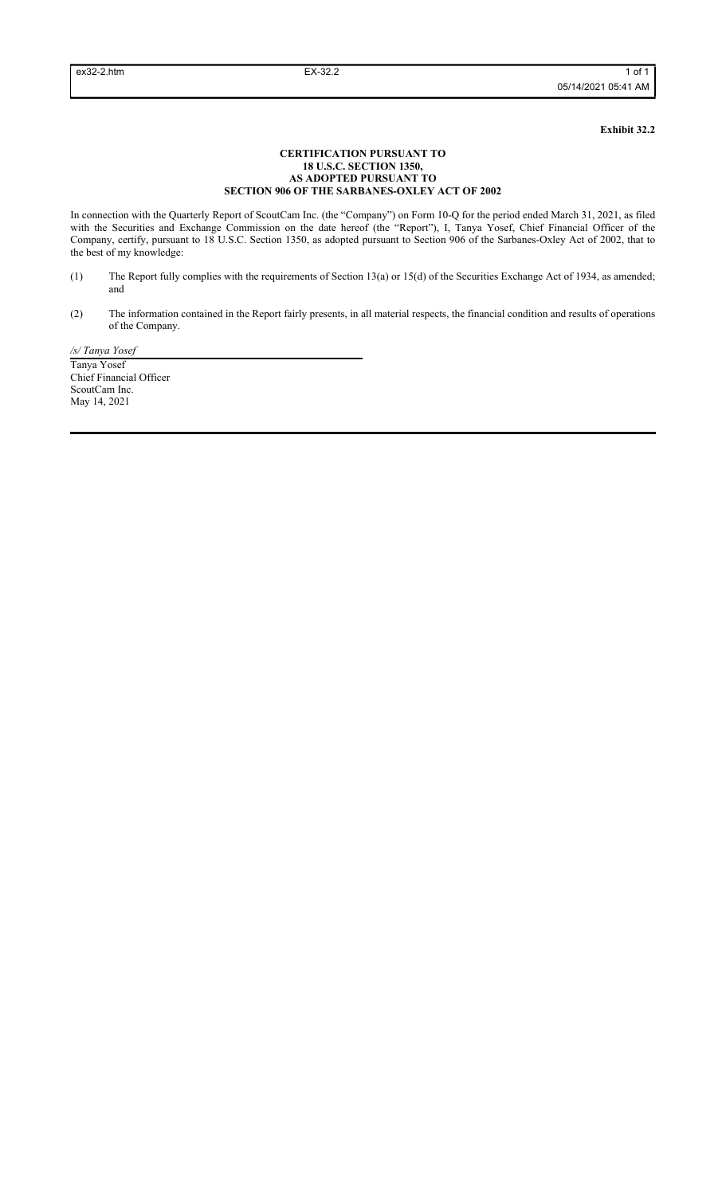**Exhibit 32.2**

**CERTIFICATION PURSUANT TO 18 U.S.C. SECTION 1350, AS ADOPTED PURSUANT TO SECTION 906 OF THE SARBANES-OXLEY ACT OF 2002**

In connection with the Quarterly Report of ScoutCam Inc. (the "Company") on Form 10-Q for the period ended March 31, 2021, as filed with the Securities and Exchange Commission on the date hereof (the "Report"), I, Tanya Yosef, Chief Financial Officer of the Company, certify, pursuant to 18 U.S.C. Section 1350, as adopted pursuant to Section 906 of the Sarbanes-Oxley Act of 2002, that to the best of my knowledge:

(1) The Report fully complies with the requirements of Section 13(a) or 15(d) of the Securities Exchange Act of 1934, as amended; and

(2) The information contained in the Report fairly presents, in all material respects, the financial condition and results of operations of the Company.

*/s/ Tanya Yosef*

Tanya Yosef
Chief Financial Officer
ScoutCam Inc.
May 14, 2021